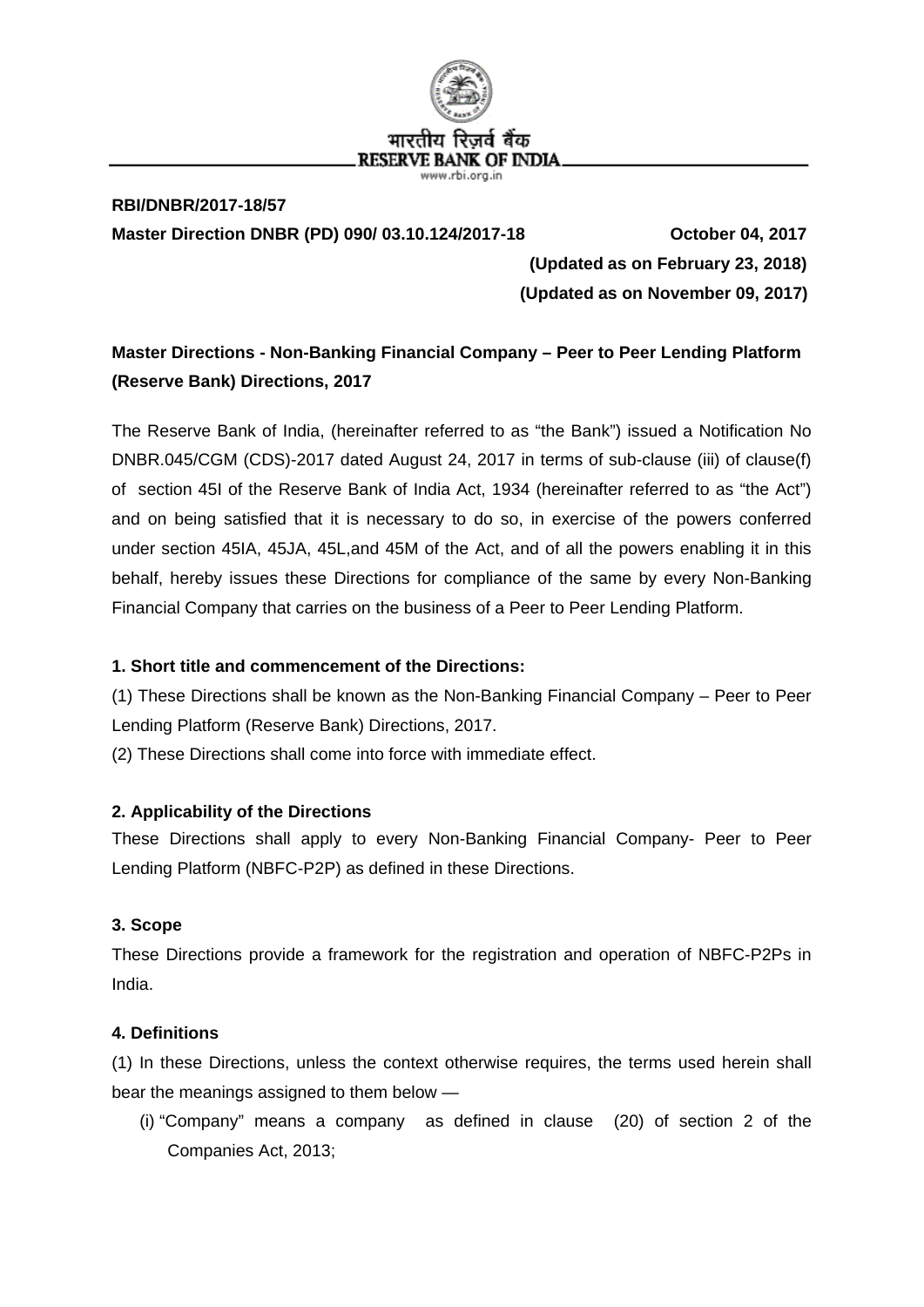भारतीय रिज़र्व बैंक
RESERVE BANK OF INDIA
www.rbi.org.in

**RBI/DNBR/2017-18/57**

**Master Direction DNBR (PD) 090/ 03.10.124/2017-18** **October 04, 2017**

**(Updated as on February 23, 2018)**

**(Updated as on November 09, 2017)**

## Master Directions - Non-Banking Financial Company – Peer to Peer Lending Platform (Reserve Bank) Directions, 2017

The Reserve Bank of India, (hereinafter referred to as "the Bank") issued a Notification No DNBR.045/CGM (CDS)-2017 dated August 24, 2017 in terms of sub-clause (iii) of clause(f) of section 45I of the Reserve Bank of India Act, 1934 (hereinafter referred to as "the Act") and on being satisfied that it is necessary to do so, in exercise of the powers conferred under section 45IA, 45JA, 45L,and 45M of the Act, and of all the powers enabling it in this behalf, hereby issues these Directions for compliance of the same by every Non-Banking Financial Company that carries on the business of a Peer to Peer Lending Platform.

### 1. Short title and commencement of the Directions:

(1) These Directions shall be known as the Non-Banking Financial Company – Peer to Peer Lending Platform (Reserve Bank) Directions, 2017.

(2) These Directions shall come into force with immediate effect.

### 2. Applicability of the Directions

These Directions shall apply to every Non-Banking Financial Company- Peer to Peer Lending Platform (NBFC-P2P) as defined in these Directions.

### 3. Scope

These Directions provide a framework for the registration and operation of NBFC-P2Ps in India.

### 4. Definitions

(1) In these Directions, unless the context otherwise requires, the terms used herein shall bear the meanings assigned to them below —

(i) "Company" means a company as defined in clause (20) of section 2 of the Companies Act, 2013;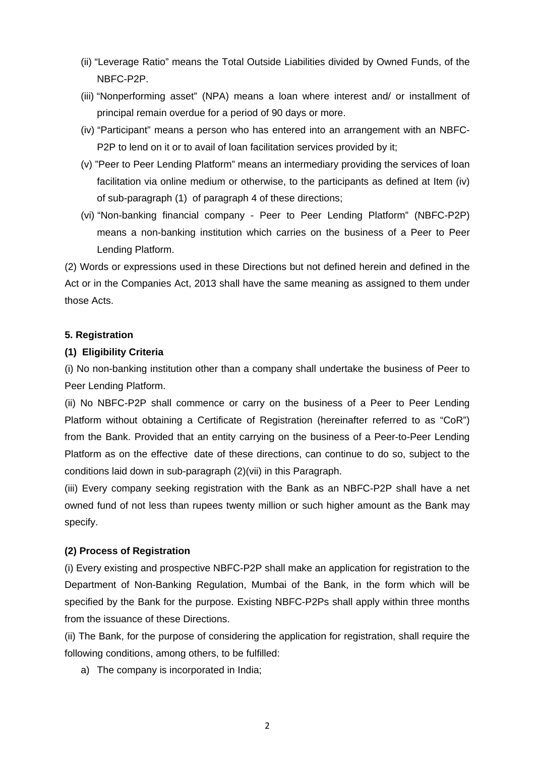(ii) “Leverage Ratio” means the Total Outside Liabilities divided by Owned Funds, of the NBFC-P2P.

(iii) “Nonperforming asset” (NPA) means a loan where interest and/ or installment of principal remain overdue for a period of 90 days or more.

(iv) “Participant” means a person who has entered into an arrangement with an NBFC-P2P to lend on it or to avail of loan facilitation services provided by it;

(v) ”Peer to Peer Lending Platform” means an intermediary providing the services of loan facilitation via online medium or otherwise, to the participants as defined at Item (iv) of sub-paragraph (1) of paragraph 4 of these directions;

(vi) “Non-banking financial company - Peer to Peer Lending Platform” (NBFC-P2P) means a non-banking institution which carries on the business of a Peer to Peer Lending Platform.

(2) Words or expressions used in these Directions but not defined herein and defined in the Act or in the Companies Act, 2013 shall have the same meaning as assigned to them under those Acts.

**5. Registration**

**(1) Eligibility Criteria**

(i) No non-banking institution other than a company shall undertake the business of Peer to Peer Lending Platform.

(ii) No NBFC-P2P shall commence or carry on the business of a Peer to Peer Lending Platform without obtaining a Certificate of Registration (hereinafter referred to as “CoR”) from the Bank. Provided that an entity carrying on the business of a Peer-to-Peer Lending Platform as on the effective date of these directions, can continue to do so, subject to the conditions laid down in sub-paragraph (2)(vii) in this Paragraph.

(iii) Every company seeking registration with the Bank as an NBFC-P2P shall have a net owned fund of not less than rupees twenty million or such higher amount as the Bank may specify.

**(2) Process of Registration**

(i) Every existing and prospective NBFC-P2P shall make an application for registration to the Department of Non-Banking Regulation, Mumbai of the Bank, in the form which will be specified by the Bank for the purpose. Existing NBFC-P2Ps shall apply within three months from the issuance of these Directions.

(ii) The Bank, for the purpose of considering the application for registration, shall require the following conditions, among others, to be fulfilled:

a) The company is incorporated in India;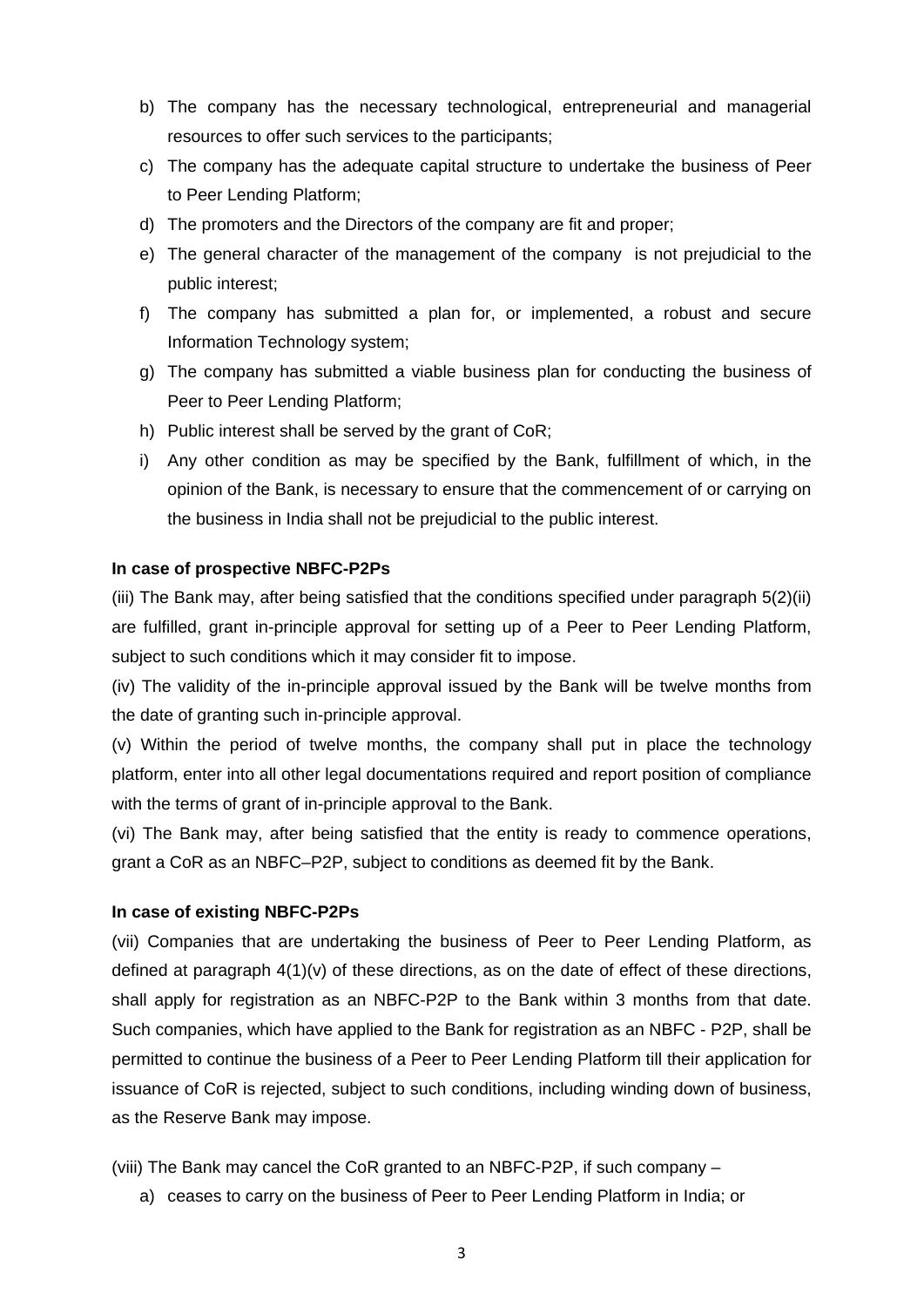b) The company has the necessary technological, entrepreneurial and managerial resources to offer such services to the participants;

c) The company has the adequate capital structure to undertake the business of Peer to Peer Lending Platform;

d) The promoters and the Directors of the company are fit and proper;

e) The general character of the management of the company is not prejudicial to the public interest;

f) The company has submitted a plan for, or implemented, a robust and secure Information Technology system;

g) The company has submitted a viable business plan for conducting the business of Peer to Peer Lending Platform;

h) Public interest shall be served by the grant of CoR;

i) Any other condition as may be specified by the Bank, fulfillment of which, in the opinion of the Bank, is necessary to ensure that the commencement of or carrying on the business in India shall not be prejudicial to the public interest.

**In case of prospective NBFC-P2Ps**

(iii) The Bank may, after being satisfied that the conditions specified under paragraph 5(2)(ii) are fulfilled, grant in-principle approval for setting up of a Peer to Peer Lending Platform, subject to such conditions which it may consider fit to impose.

(iv) The validity of the in-principle approval issued by the Bank will be twelve months from the date of granting such in-principle approval.

(v) Within the period of twelve months, the company shall put in place the technology platform, enter into all other legal documentations required and report position of compliance with the terms of grant of in-principle approval to the Bank.

(vi) The Bank may, after being satisfied that the entity is ready to commence operations, grant a CoR as an NBFC–P2P, subject to conditions as deemed fit by the Bank.

**In case of existing NBFC-P2Ps**

(vii) Companies that are undertaking the business of Peer to Peer Lending Platform, as defined at paragraph 4(1)(v) of these directions, as on the date of effect of these directions, shall apply for registration as an NBFC-P2P to the Bank within 3 months from that date. Such companies, which have applied to the Bank for registration as an NBFC - P2P, shall be permitted to continue the business of a Peer to Peer Lending Platform till their application for issuance of CoR is rejected, subject to such conditions, including winding down of business, as the Reserve Bank may impose.

(viii) The Bank may cancel the CoR granted to an NBFC-P2P, if such company –

a) ceases to carry on the business of Peer to Peer Lending Platform in India; or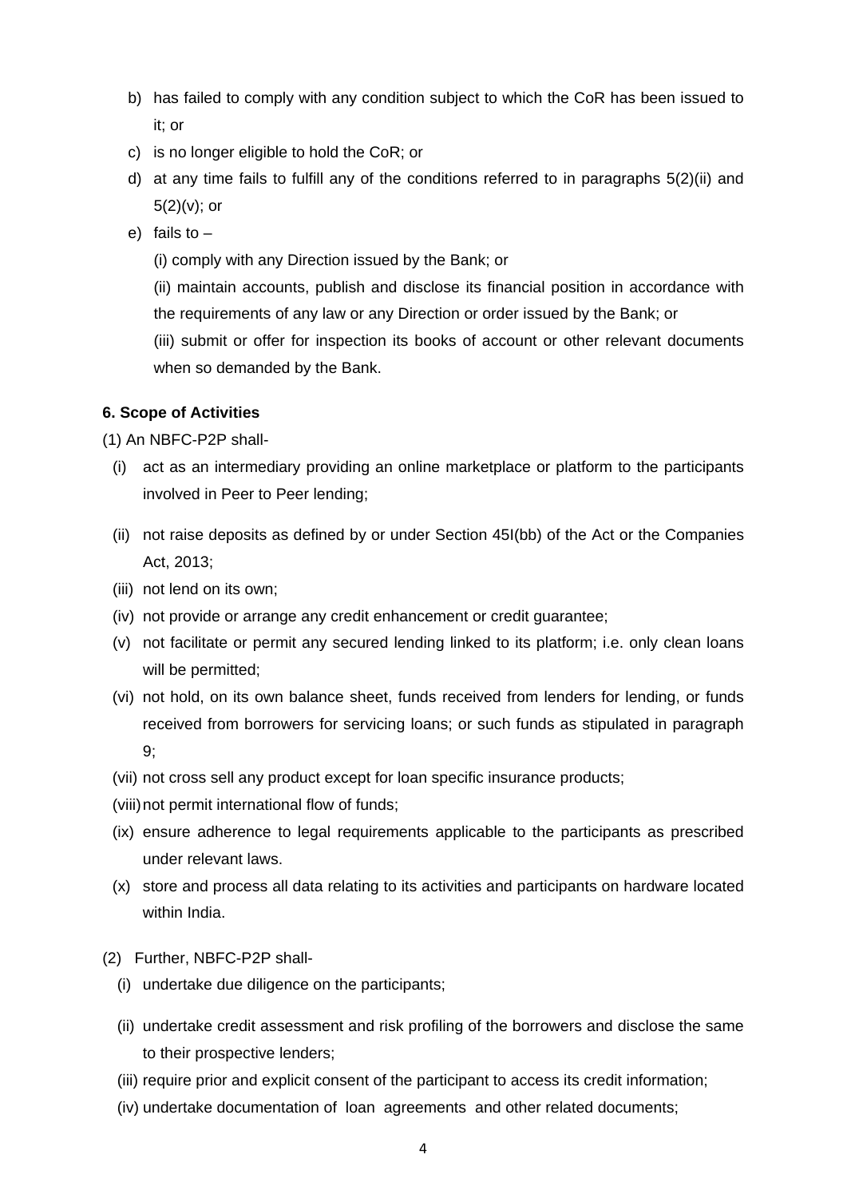b) has failed to comply with any condition subject to which the CoR has been issued to it; or

c) is no longer eligible to hold the CoR; or

d) at any time fails to fulfill any of the conditions referred to in paragraphs 5(2)(ii) and 5(2)(v); or

e) fails to –

(i) comply with any Direction issued by the Bank; or

(ii) maintain accounts, publish and disclose its financial position in accordance with the requirements of any law or any Direction or order issued by the Bank; or

(iii) submit or offer for inspection its books of account or other relevant documents when so demanded by the Bank.

**6. Scope of Activities**

(1) An NBFC-P2P shall-

(i) act as an intermediary providing an online marketplace or platform to the participants involved in Peer to Peer lending;

(ii) not raise deposits as defined by or under Section 45I(bb) of the Act or the Companies Act, 2013;

(iii) not lend on its own;

(iv) not provide or arrange any credit enhancement or credit guarantee;

(v) not facilitate or permit any secured lending linked to its platform; i.e. only clean loans will be permitted;

(vi) not hold, on its own balance sheet, funds received from lenders for lending, or funds received from borrowers for servicing loans; or such funds as stipulated in paragraph 9;

(vii) not cross sell any product except for loan specific insurance products;

(viii) not permit international flow of funds;

(ix) ensure adherence to legal requirements applicable to the participants as prescribed under relevant laws.

(x) store and process all data relating to its activities and participants on hardware located within India.

(2) Further, NBFC-P2P shall-

(i) undertake due diligence on the participants;

(ii) undertake credit assessment and risk profiling of the borrowers and disclose the same to their prospective lenders;

(iii) require prior and explicit consent of the participant to access its credit information;

(iv) undertake documentation of loan agreements and other related documents;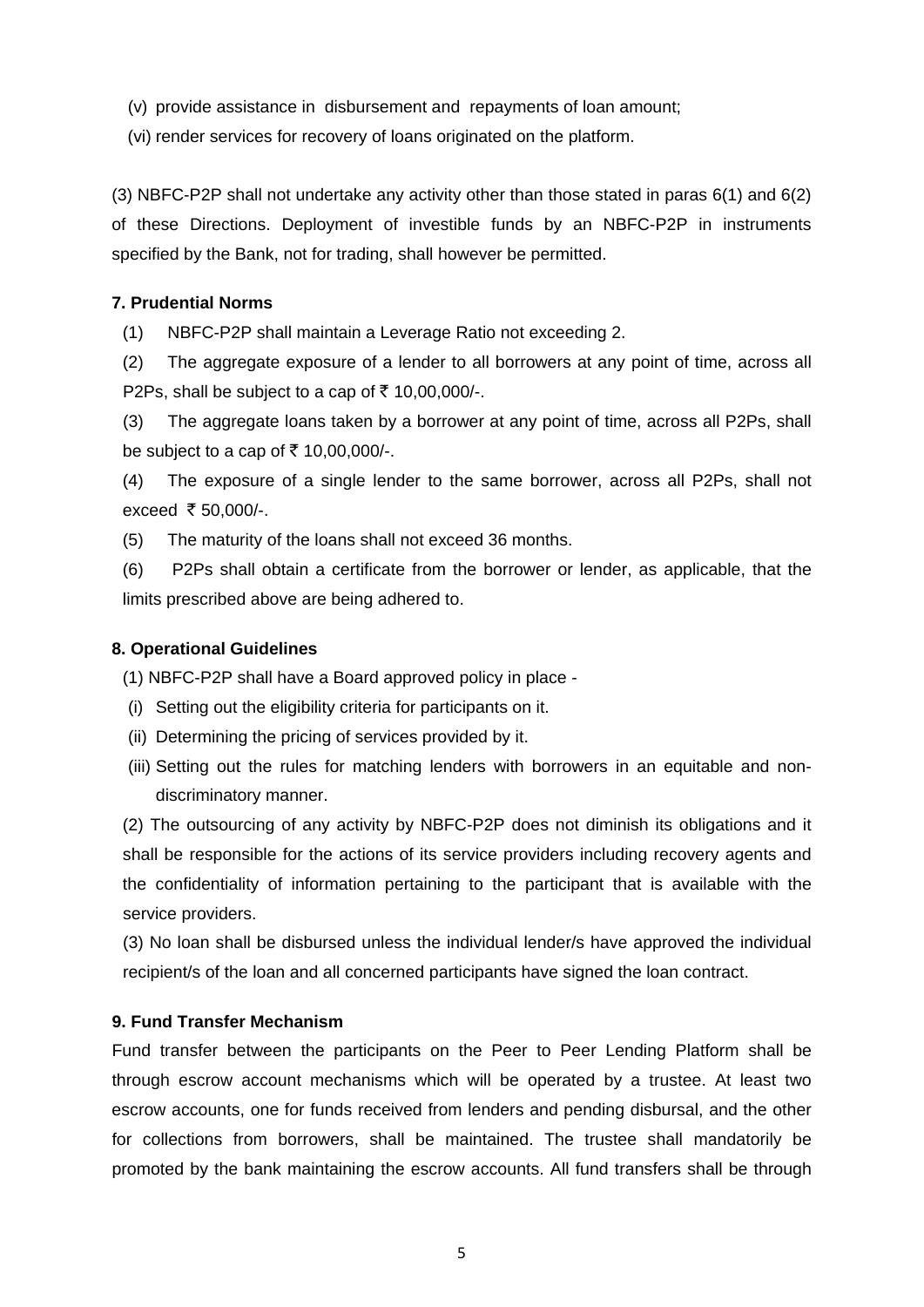(v) provide assistance in disbursement and repayments of loan amount;

(vi) render services for recovery of loans originated on the platform.

(3) NBFC-P2P shall not undertake any activity other than those stated in paras 6(1) and 6(2) of these Directions. Deployment of investible funds by an NBFC-P2P in instruments specified by the Bank, not for trading, shall however be permitted.

**7. Prudential Norms**

(1) NBFC-P2P shall maintain a Leverage Ratio not exceeding 2.

(2) The aggregate exposure of a lender to all borrowers at any point of time, across all P2Ps, shall be subject to a cap of ₹ 10,00,000/-.

(3) The aggregate loans taken by a borrower at any point of time, across all P2Ps, shall be subject to a cap of ₹ 10,00,000/-.

(4) The exposure of a single lender to the same borrower, across all P2Ps, shall not exceed ₹ 50,000/-.

(5) The maturity of the loans shall not exceed 36 months.

(6) P2Ps shall obtain a certificate from the borrower or lender, as applicable, that the limits prescribed above are being adhered to.

**8. Operational Guidelines**

(1) NBFC-P2P shall have a Board approved policy in place -

(i) Setting out the eligibility criteria for participants on it.

(ii) Determining the pricing of services provided by it.

(iii) Setting out the rules for matching lenders with borrowers in an equitable and non-discriminatory manner.

(2) The outsourcing of any activity by NBFC-P2P does not diminish its obligations and it shall be responsible for the actions of its service providers including recovery agents and the confidentiality of information pertaining to the participant that is available with the service providers.

(3) No loan shall be disbursed unless the individual lender/s have approved the individual recipient/s of the loan and all concerned participants have signed the loan contract.

**9. Fund Transfer Mechanism**

Fund transfer between the participants on the Peer to Peer Lending Platform shall be through escrow account mechanisms which will be operated by a trustee. At least two escrow accounts, one for funds received from lenders and pending disbursal, and the other for collections from borrowers, shall be maintained. The trustee shall mandatorily be promoted by the bank maintaining the escrow accounts. All fund transfers shall be through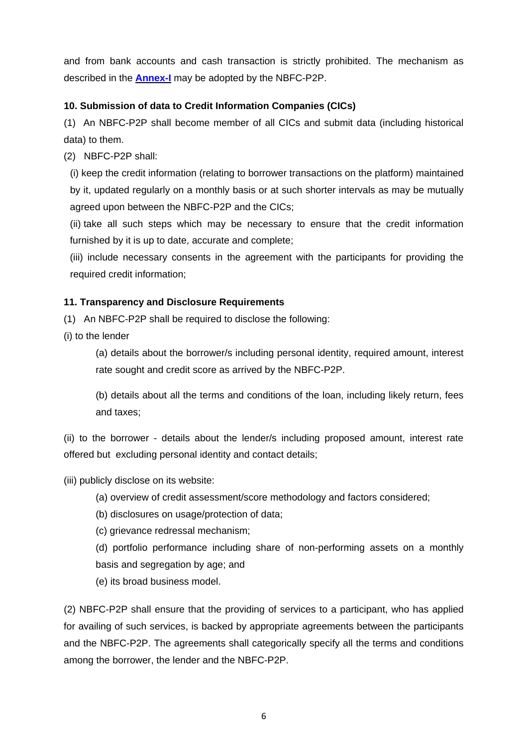and from bank accounts and cash transaction is strictly prohibited. The mechanism as described in the **Annex-I** may be adopted by the NBFC-P2P.

**10. Submission of data to Credit Information Companies (CICs)**

(1) An NBFC-P2P shall become member of all CICs and submit data (including historical data) to them.

(2) NBFC-P2P shall:

(i) keep the credit information (relating to borrower transactions on the platform) maintained by it, updated regularly on a monthly basis or at such shorter intervals as may be mutually agreed upon between the NBFC-P2P and the CICs;

(ii) take all such steps which may be necessary to ensure that the credit information furnished by it is up to date, accurate and complete;

(iii) include necessary consents in the agreement with the participants for providing the required credit information;

**11. Transparency and Disclosure Requirements**

(1) An NBFC-P2P shall be required to disclose the following:

(i) to the lender

(a) details about the borrower/s including personal identity, required amount, interest rate sought and credit score as arrived by the NBFC-P2P.

(b) details about all the terms and conditions of the loan, including likely return, fees and taxes;

(ii) to the borrower - details about the lender/s including proposed amount, interest rate offered but excluding personal identity and contact details;

(iii) publicly disclose on its website:

(a) overview of credit assessment/score methodology and factors considered;

(b) disclosures on usage/protection of data;

(c) grievance redressal mechanism;

(d) portfolio performance including share of non-performing assets on a monthly basis and segregation by age; and

(e) its broad business model.

(2) NBFC-P2P shall ensure that the providing of services to a participant, who has applied for availing of such services, is backed by appropriate agreements between the participants and the NBFC-P2P. The agreements shall categorically specify all the terms and conditions among the borrower, the lender and the NBFC-P2P.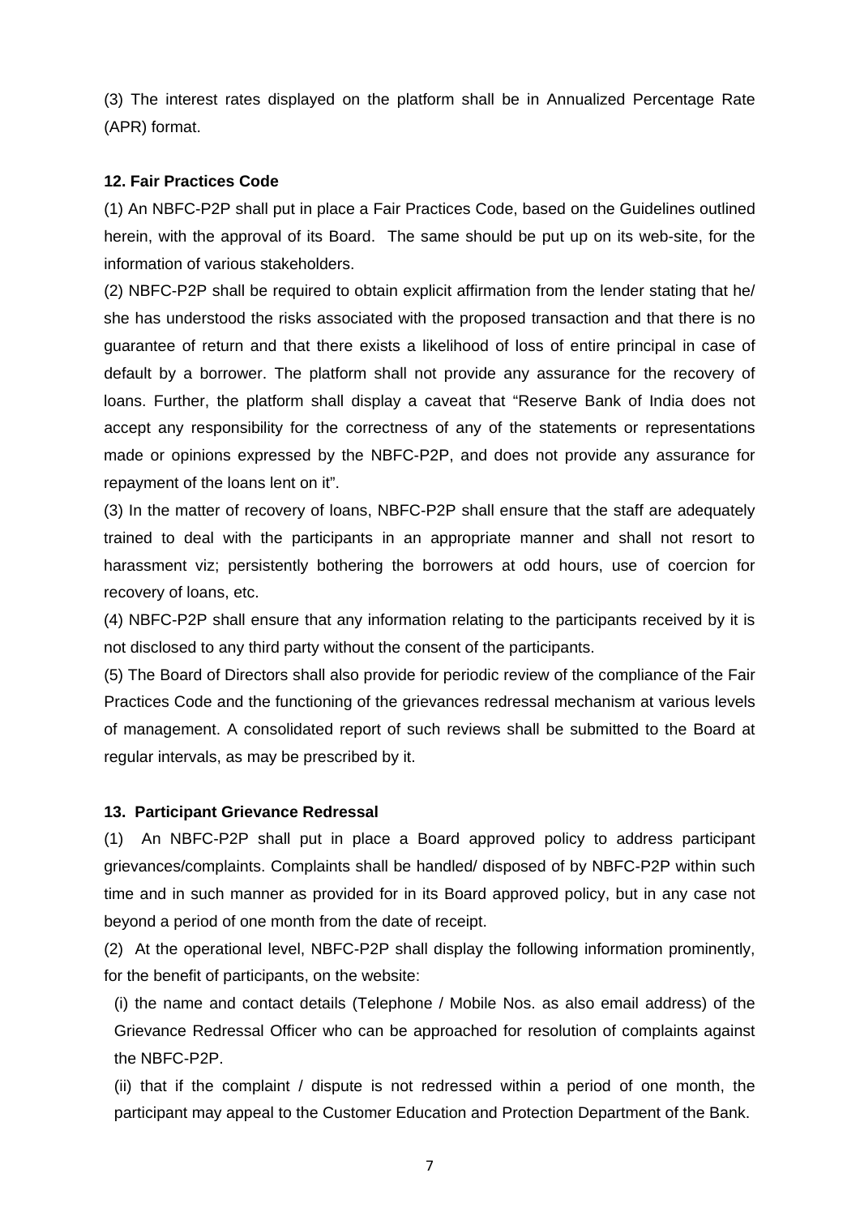(3) The interest rates displayed on the platform shall be in Annualized Percentage Rate (APR) format.

**12. Fair Practices Code**

(1) An NBFC-P2P shall put in place a Fair Practices Code, based on the Guidelines outlined herein, with the approval of its Board. The same should be put up on its web-site, for the information of various stakeholders.

(2) NBFC-P2P shall be required to obtain explicit affirmation from the lender stating that he/ she has understood the risks associated with the proposed transaction and that there is no guarantee of return and that there exists a likelihood of loss of entire principal in case of default by a borrower. The platform shall not provide any assurance for the recovery of loans. Further, the platform shall display a caveat that "Reserve Bank of India does not accept any responsibility for the correctness of any of the statements or representations made or opinions expressed by the NBFC-P2P, and does not provide any assurance for repayment of the loans lent on it".

(3) In the matter of recovery of loans, NBFC-P2P shall ensure that the staff are adequately trained to deal with the participants in an appropriate manner and shall not resort to harassment viz; persistently bothering the borrowers at odd hours, use of coercion for recovery of loans, etc.

(4) NBFC-P2P shall ensure that any information relating to the participants received by it is not disclosed to any third party without the consent of the participants.

(5) The Board of Directors shall also provide for periodic review of the compliance of the Fair Practices Code and the functioning of the grievances redressal mechanism at various levels of management. A consolidated report of such reviews shall be submitted to the Board at regular intervals, as may be prescribed by it.

**13. Participant Grievance Redressal**

(1) An NBFC-P2P shall put in place a Board approved policy to address participant grievances/complaints. Complaints shall be handled/ disposed of by NBFC-P2P within such time and in such manner as provided for in its Board approved policy, but in any case not beyond a period of one month from the date of receipt.

(2) At the operational level, NBFC-P2P shall display the following information prominently, for the benefit of participants, on the website:

(i) the name and contact details (Telephone / Mobile Nos. as also email address) of the Grievance Redressal Officer who can be approached for resolution of complaints against the NBFC-P2P.

(ii) that if the complaint / dispute is not redressed within a period of one month, the participant may appeal to the Customer Education and Protection Department of the Bank.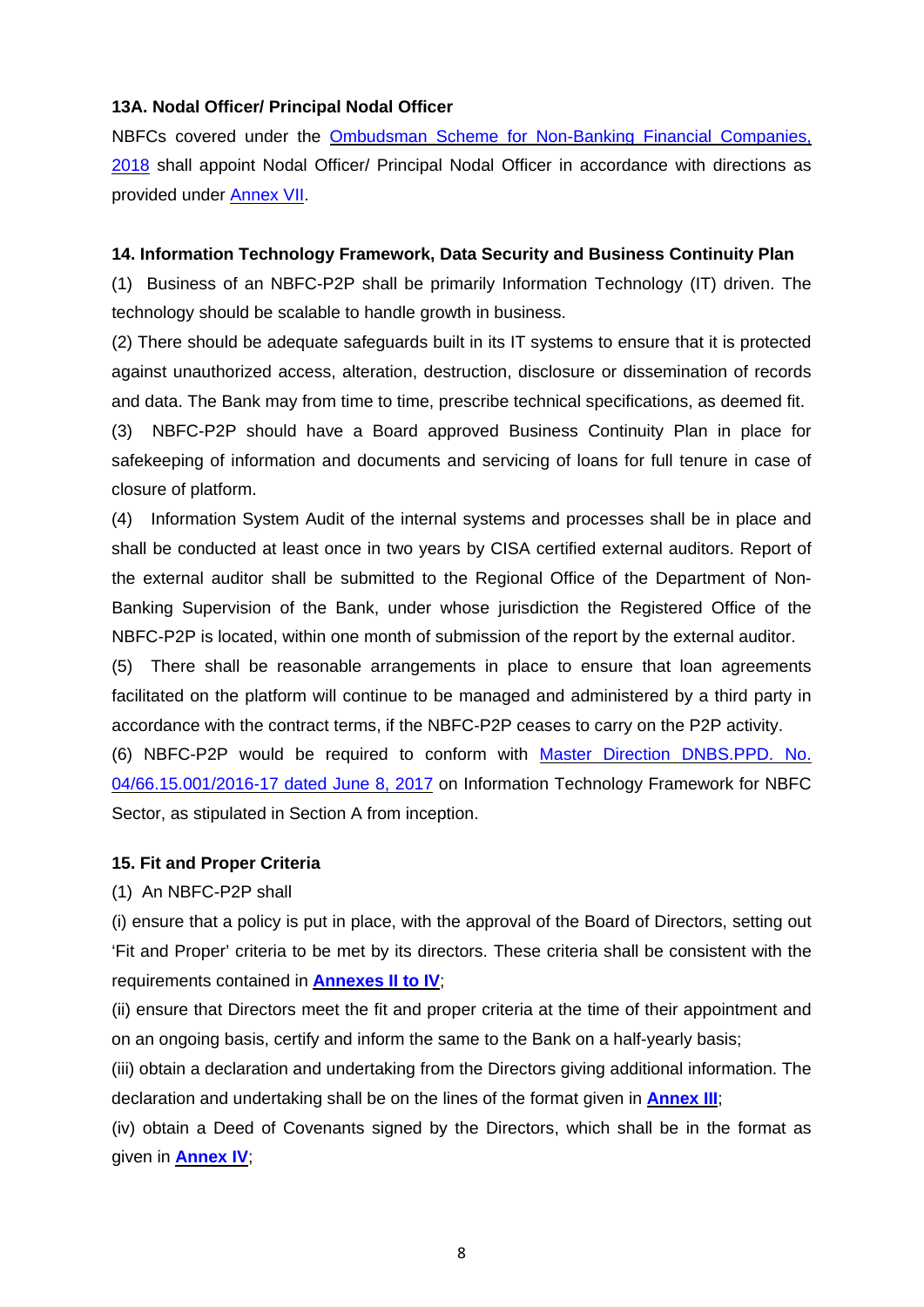#### 13A. Nodal Officer/ Principal Nodal Officer

NBFCs covered under the Ombudsman Scheme for Non-Banking Financial Companies, 2018 shall appoint Nodal Officer/ Principal Nodal Officer in accordance with directions as provided under Annex VII.

#### 14. Information Technology Framework, Data Security and Business Continuity Plan

(1) Business of an NBFC-P2P shall be primarily Information Technology (IT) driven. The technology should be scalable to handle growth in business.

(2) There should be adequate safeguards built in its IT systems to ensure that it is protected against unauthorized access, alteration, destruction, disclosure or dissemination of records and data. The Bank may from time to time, prescribe technical specifications, as deemed fit.

(3) NBFC-P2P should have a Board approved Business Continuity Plan in place for safekeeping of information and documents and servicing of loans for full tenure in case of closure of platform.

(4) Information System Audit of the internal systems and processes shall be in place and shall be conducted at least once in two years by CISA certified external auditors. Report of the external auditor shall be submitted to the Regional Office of the Department of Non-Banking Supervision of the Bank, under whose jurisdiction the Registered Office of the NBFC-P2P is located, within one month of submission of the report by the external auditor.

(5) There shall be reasonable arrangements in place to ensure that loan agreements facilitated on the platform will continue to be managed and administered by a third party in accordance with the contract terms, if the NBFC-P2P ceases to carry on the P2P activity.

(6) NBFC-P2P would be required to conform with Master Direction DNBS.PPD. No. 04/66.15.001/2016-17 dated June 8, 2017 on Information Technology Framework for NBFC Sector, as stipulated in Section A from inception.

#### 15. Fit and Proper Criteria

(1) An NBFC-P2P shall

(i) ensure that a policy is put in place, with the approval of the Board of Directors, setting out 'Fit and Proper' criteria to be met by its directors. These criteria shall be consistent with the requirements contained in **Annexes II to IV**;

(ii) ensure that Directors meet the fit and proper criteria at the time of their appointment and on an ongoing basis, certify and inform the same to the Bank on a half-yearly basis;

(iii) obtain a declaration and undertaking from the Directors giving additional information. The declaration and undertaking shall be on the lines of the format given in **Annex III**;

(iv) obtain a Deed of Covenants signed by the Directors, which shall be in the format as given in **Annex IV**;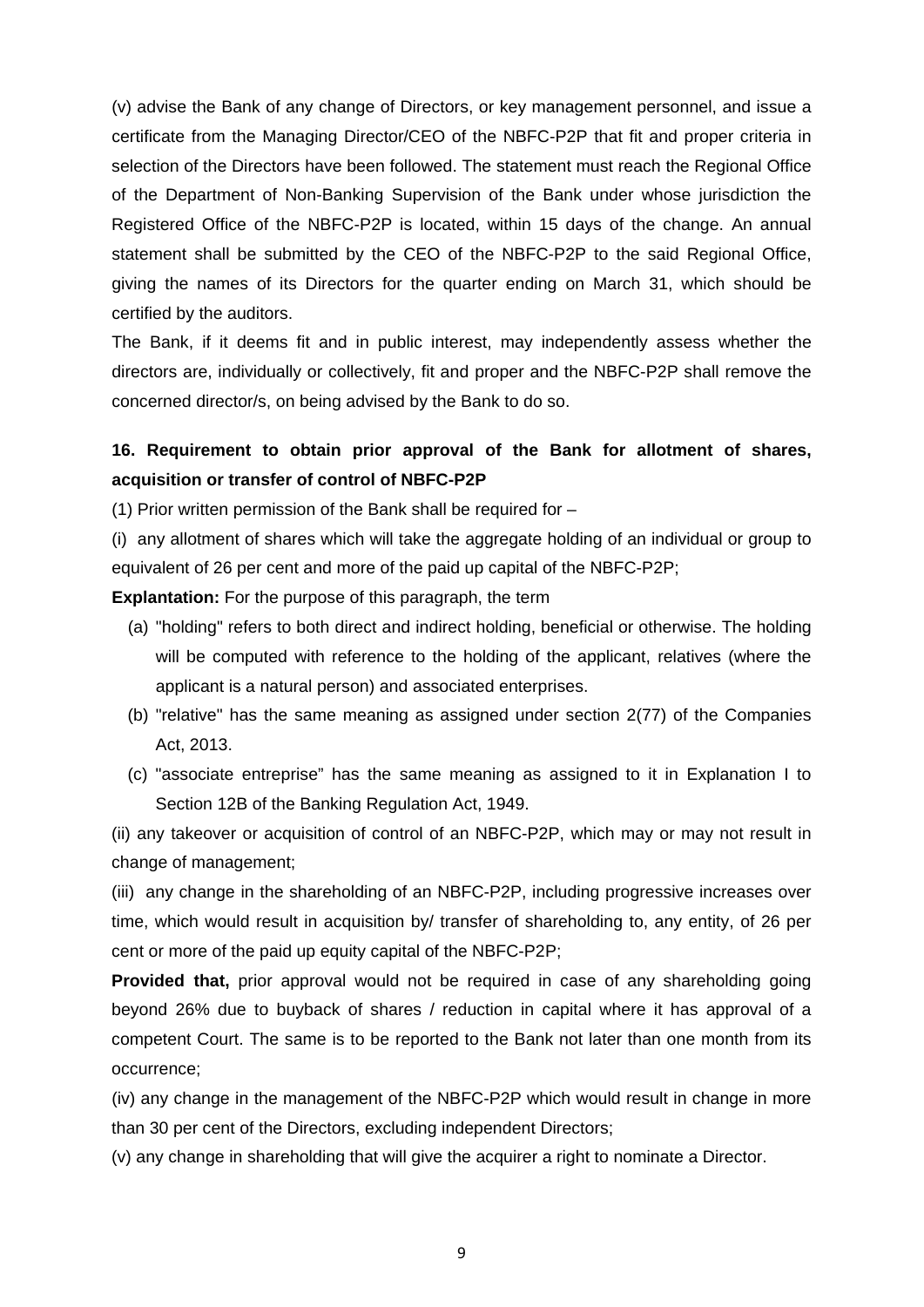(v) advise the Bank of any change of Directors, or key management personnel, and issue a certificate from the Managing Director/CEO of the NBFC-P2P that fit and proper criteria in selection of the Directors have been followed. The statement must reach the Regional Office of the Department of Non-Banking Supervision of the Bank under whose jurisdiction the Registered Office of the NBFC-P2P is located, within 15 days of the change. An annual statement shall be submitted by the CEO of the NBFC-P2P to the said Regional Office, giving the names of its Directors for the quarter ending on March 31, which should be certified by the auditors.

The Bank, if it deems fit and in public interest, may independently assess whether the directors are, individually or collectively, fit and proper and the NBFC-P2P shall remove the concerned director/s, on being advised by the Bank to do so.

### 16. Requirement to obtain prior approval of the Bank for allotment of shares, acquisition or transfer of control of NBFC-P2P

(1) Prior written permission of the Bank shall be required for –

(i) any allotment of shares which will take the aggregate holding of an individual or group to equivalent of 26 per cent and more of the paid up capital of the NBFC-P2P;

**Explantation:** For the purpose of this paragraph, the term

(a) "holding" refers to both direct and indirect holding, beneficial or otherwise. The holding will be computed with reference to the holding of the applicant, relatives (where the applicant is a natural person) and associated enterprises.

(b) "relative" has the same meaning as assigned under section 2(77) of the Companies Act, 2013.

(c) "associate entreprise" has the same meaning as assigned to it in Explanation I to Section 12B of the Banking Regulation Act, 1949.

(ii) any takeover or acquisition of control of an NBFC-P2P, which may or may not result in change of management;

(iii) any change in the shareholding of an NBFC-P2P, including progressive increases over time, which would result in acquisition by/ transfer of shareholding to, any entity, of 26 per cent or more of the paid up equity capital of the NBFC-P2P;

**Provided that,** prior approval would not be required in case of any shareholding going beyond 26% due to buyback of shares / reduction in capital where it has approval of a competent Court. The same is to be reported to the Bank not later than one month from its occurrence;

(iv) any change in the management of the NBFC-P2P which would result in change in more than 30 per cent of the Directors, excluding independent Directors;

(v) any change in shareholding that will give the acquirer a right to nominate a Director.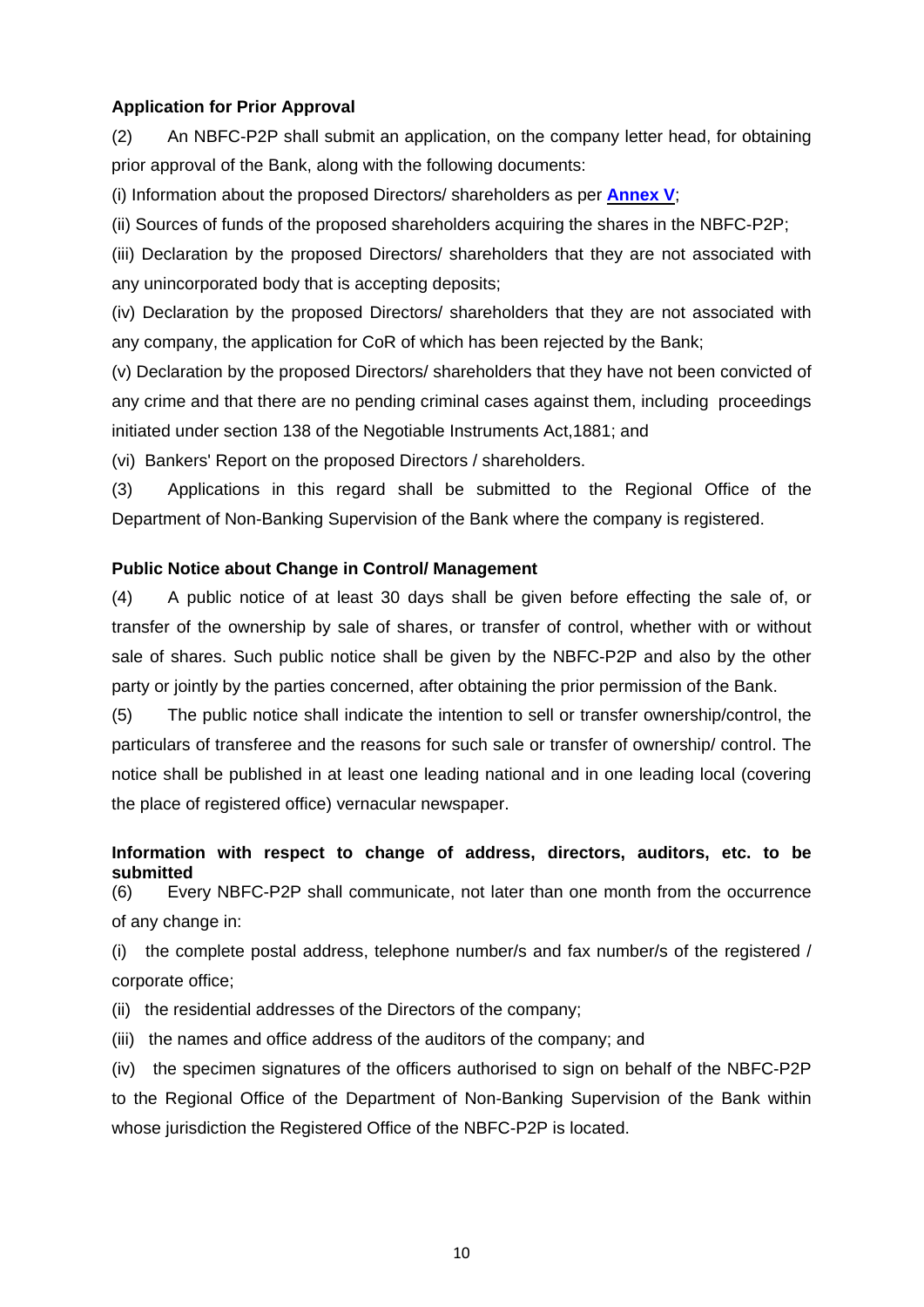**Application for Prior Approval**

(2) An NBFC-P2P shall submit an application, on the company letter head, for obtaining prior approval of the Bank, along with the following documents:

(i) Information about the proposed Directors/ shareholders as per **Annex V**;

(ii) Sources of funds of the proposed shareholders acquiring the shares in the NBFC-P2P;

(iii) Declaration by the proposed Directors/ shareholders that they are not associated with any unincorporated body that is accepting deposits;

(iv) Declaration by the proposed Directors/ shareholders that they are not associated with any company, the application for CoR of which has been rejected by the Bank;

(v) Declaration by the proposed Directors/ shareholders that they have not been convicted of any crime and that there are no pending criminal cases against them, including proceedings initiated under section 138 of the Negotiable Instruments Act,1881; and

(vi) Bankers' Report on the proposed Directors / shareholders.

(3) Applications in this regard shall be submitted to the Regional Office of the Department of Non-Banking Supervision of the Bank where the company is registered.

**Public Notice about Change in Control/ Management**

(4) A public notice of at least 30 days shall be given before effecting the sale of, or transfer of the ownership by sale of shares, or transfer of control, whether with or without sale of shares. Such public notice shall be given by the NBFC-P2P and also by the other party or jointly by the parties concerned, after obtaining the prior permission of the Bank.

(5) The public notice shall indicate the intention to sell or transfer ownership/control, the particulars of transferee and the reasons for such sale or transfer of ownership/ control. The notice shall be published in at least one leading national and in one leading local (covering the place of registered office) vernacular newspaper.

**Information with respect to change of address, directors, auditors, etc. to be submitted**

(6) Every NBFC-P2P shall communicate, not later than one month from the occurrence of any change in:

(i) the complete postal address, telephone number/s and fax number/s of the registered / corporate office;

(ii) the residential addresses of the Directors of the company;

(iii) the names and office address of the auditors of the company; and

(iv) the specimen signatures of the officers authorised to sign on behalf of the NBFC-P2P to the Regional Office of the Department of Non-Banking Supervision of the Bank within whose jurisdiction the Registered Office of the NBFC-P2P is located.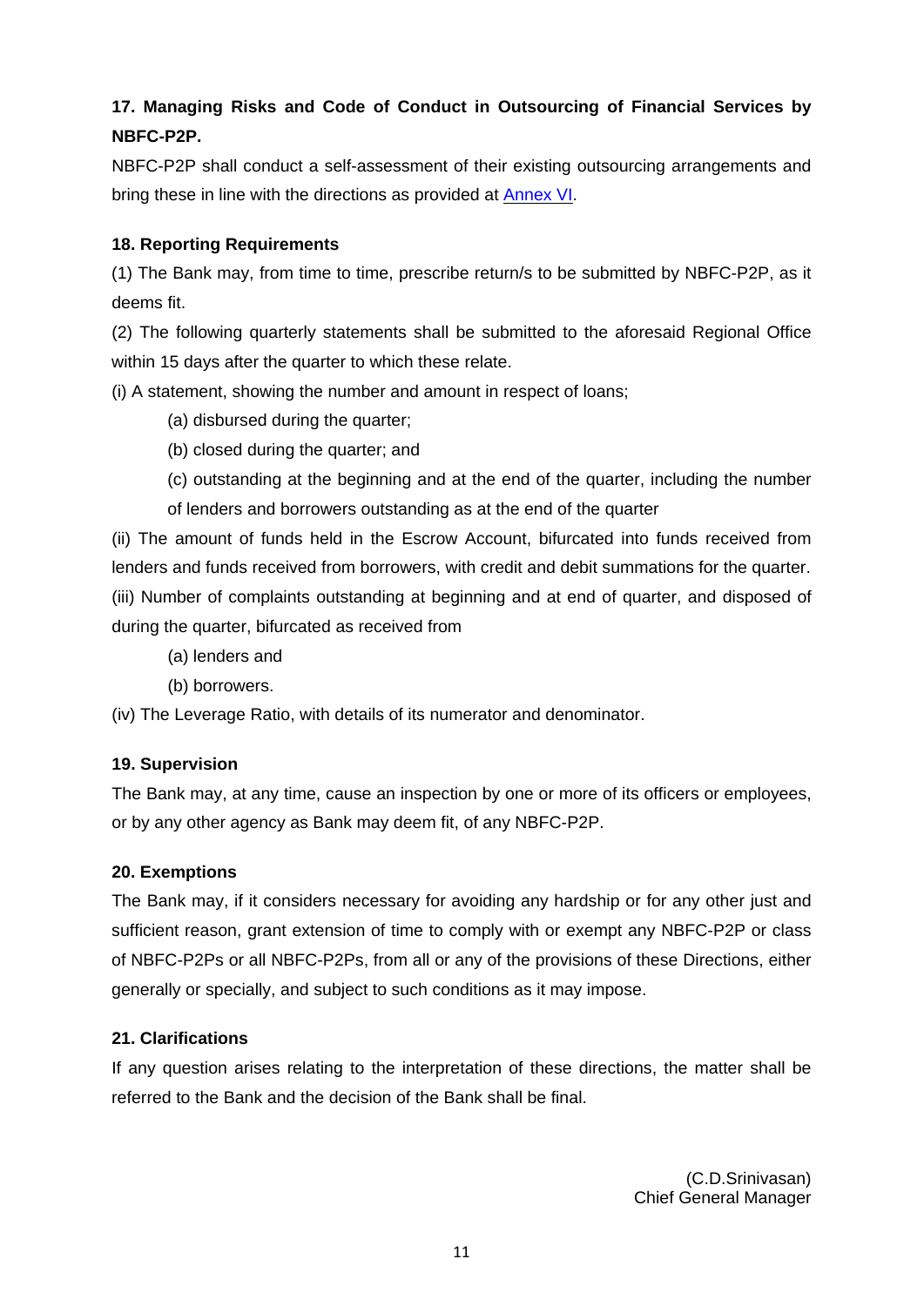### 17. Managing Risks and Code of Conduct in Outsourcing of Financial Services by NBFC-P2P.

NBFC-P2P shall conduct a self-assessment of their existing outsourcing arrangements and bring these in line with the directions as provided at Annex VI.

### 18. Reporting Requirements

(1) The Bank may, from time to time, prescribe return/s to be submitted by NBFC-P2P, as it deems fit.

(2) The following quarterly statements shall be submitted to the aforesaid Regional Office within 15 days after the quarter to which these relate.

(i) A statement, showing the number and amount in respect of loans;

- (a) disbursed during the quarter;
- (b) closed during the quarter; and
- (c) outstanding at the beginning and at the end of the quarter, including the number of lenders and borrowers outstanding as at the end of the quarter

(ii) The amount of funds held in the Escrow Account, bifurcated into funds received from lenders and funds received from borrowers, with credit and debit summations for the quarter.

(iii) Number of complaints outstanding at beginning and at end of quarter, and disposed of during the quarter, bifurcated as received from

- (a) lenders and
- (b) borrowers.

(iv) The Leverage Ratio, with details of its numerator and denominator.

### 19. Supervision

The Bank may, at any time, cause an inspection by one or more of its officers or employees, or by any other agency as Bank may deem fit, of any NBFC-P2P.

### 20. Exemptions

The Bank may, if it considers necessary for avoiding any hardship or for any other just and sufficient reason, grant extension of time to comply with or exempt any NBFC-P2P or class of NBFC-P2Ps or all NBFC-P2Ps, from all or any of the provisions of these Directions, either generally or specially, and subject to such conditions as it may impose.

### 21. Clarifications

If any question arises relating to the interpretation of these directions, the matter shall be referred to the Bank and the decision of the Bank shall be final.

(C.D.Srinivasan)
Chief General Manager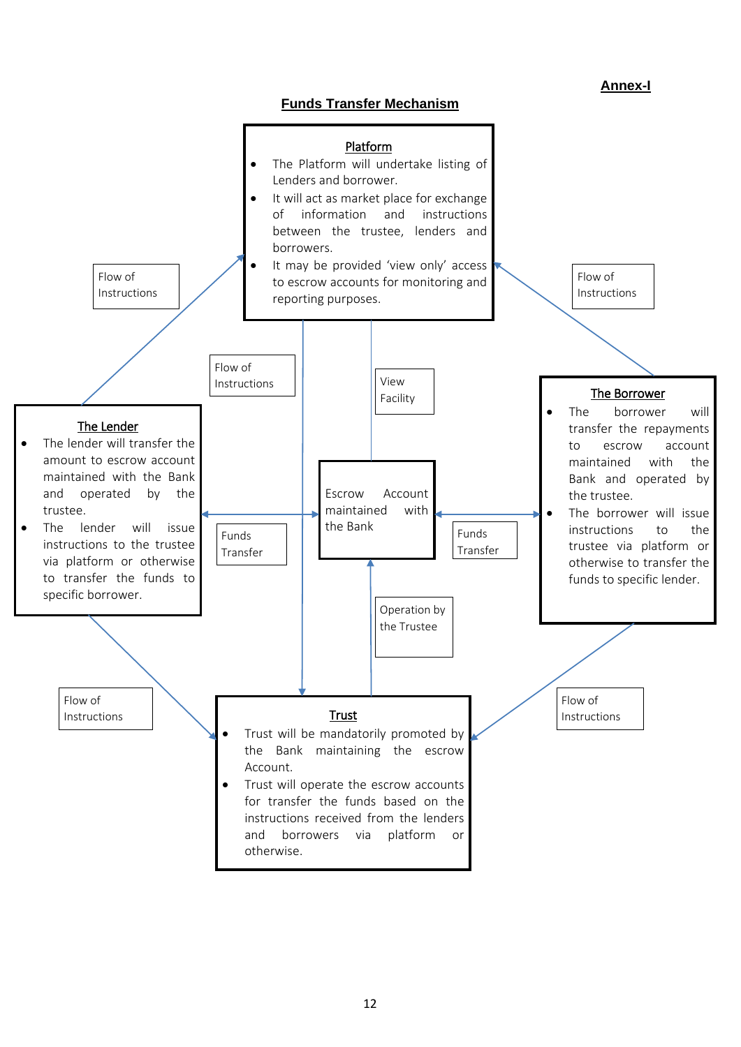**Annex-I**

## Funds Transfer Mechanism

**Platform**

- The Platform will undertake listing of Lenders and borrower.
- It will act as market place for exchange of information and instructions between the trustee, lenders and borrowers.
- It may be provided 'view only' access to escrow accounts for monitoring and reporting purposes.

Flow of Instructions

Flow of Instructions

Flow of Instructions

View Facility

**The Lender**

- The lender will transfer the amount to escrow account maintained with the Bank and operated by the trustee.
- The lender will issue instructions to the trustee via platform or otherwise to transfer the funds to specific borrower.

Funds Transfer

Escrow Account maintained with the Bank

Funds Transfer

**The Borrower**

- The borrower will transfer the repayments to escrow account maintained with the Bank and operated by the trustee.
- The borrower will issue instructions to the trustee via platform or otherwise to transfer the funds to specific lender.

Operation by the Trustee

Flow of Instructions

Flow of Instructions

**Trust**

- Trust will be mandatorily promoted by the Bank maintaining the escrow Account.
- Trust will operate the escrow accounts for transfer the funds based on the instructions received from the lenders and borrowers via platform or otherwise.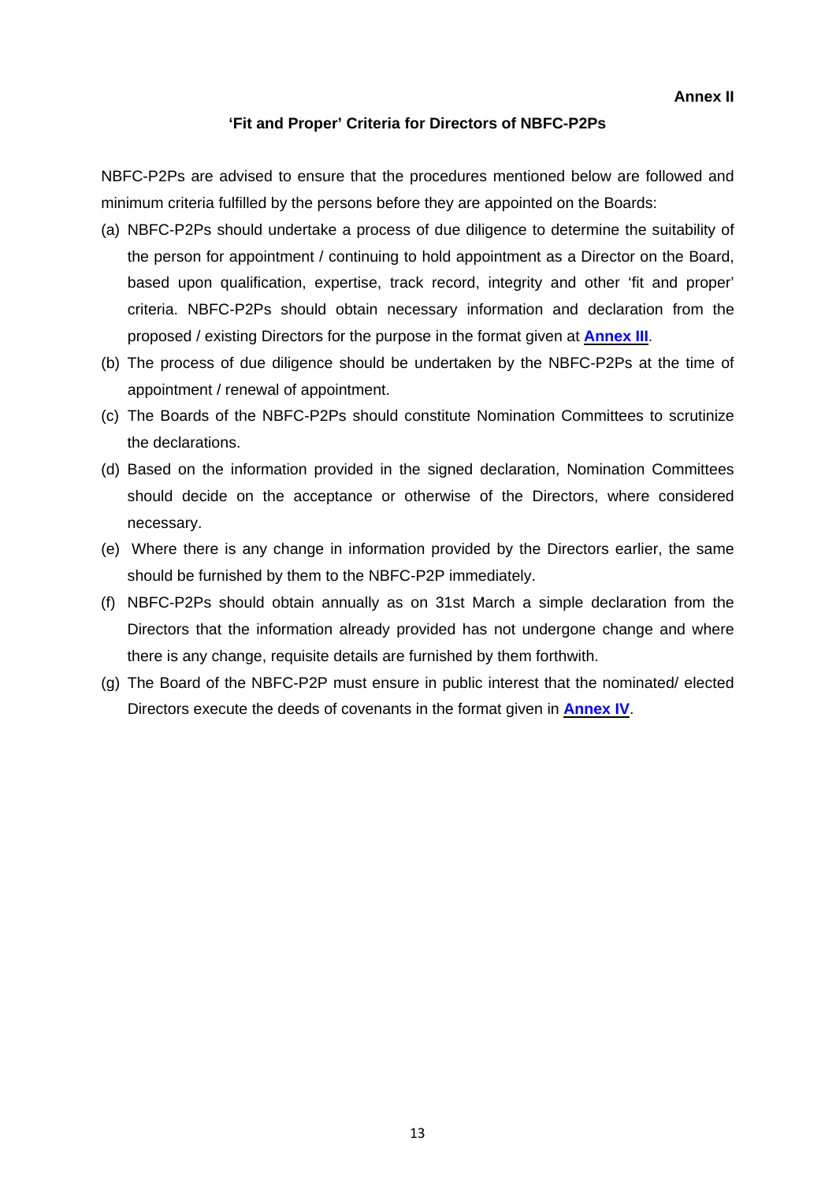**Annex II**

## 'Fit and Proper' Criteria for Directors of NBFC-P2Ps

NBFC-P2Ps are advised to ensure that the procedures mentioned below are followed and minimum criteria fulfilled by the persons before they are appointed on the Boards:

(a) NBFC-P2Ps should undertake a process of due diligence to determine the suitability of the person for appointment / continuing to hold appointment as a Director on the Board, based upon qualification, expertise, track record, integrity and other 'fit and proper' criteria. NBFC-P2Ps should obtain necessary information and declaration from the proposed / existing Directors for the purpose in the format given at **Annex III**.

(b) The process of due diligence should be undertaken by the NBFC-P2Ps at the time of appointment / renewal of appointment.

(c) The Boards of the NBFC-P2Ps should constitute Nomination Committees to scrutinize the declarations.

(d) Based on the information provided in the signed declaration, Nomination Committees should decide on the acceptance or otherwise of the Directors, where considered necessary.

(e) Where there is any change in information provided by the Directors earlier, the same should be furnished by them to the NBFC-P2P immediately.

(f) NBFC-P2Ps should obtain annually as on 31st March a simple declaration from the Directors that the information already provided has not undergone change and where there is any change, requisite details are furnished by them forthwith.

(g) The Board of the NBFC-P2P must ensure in public interest that the nominated/ elected Directors execute the deeds of covenants in the format given in **Annex IV**.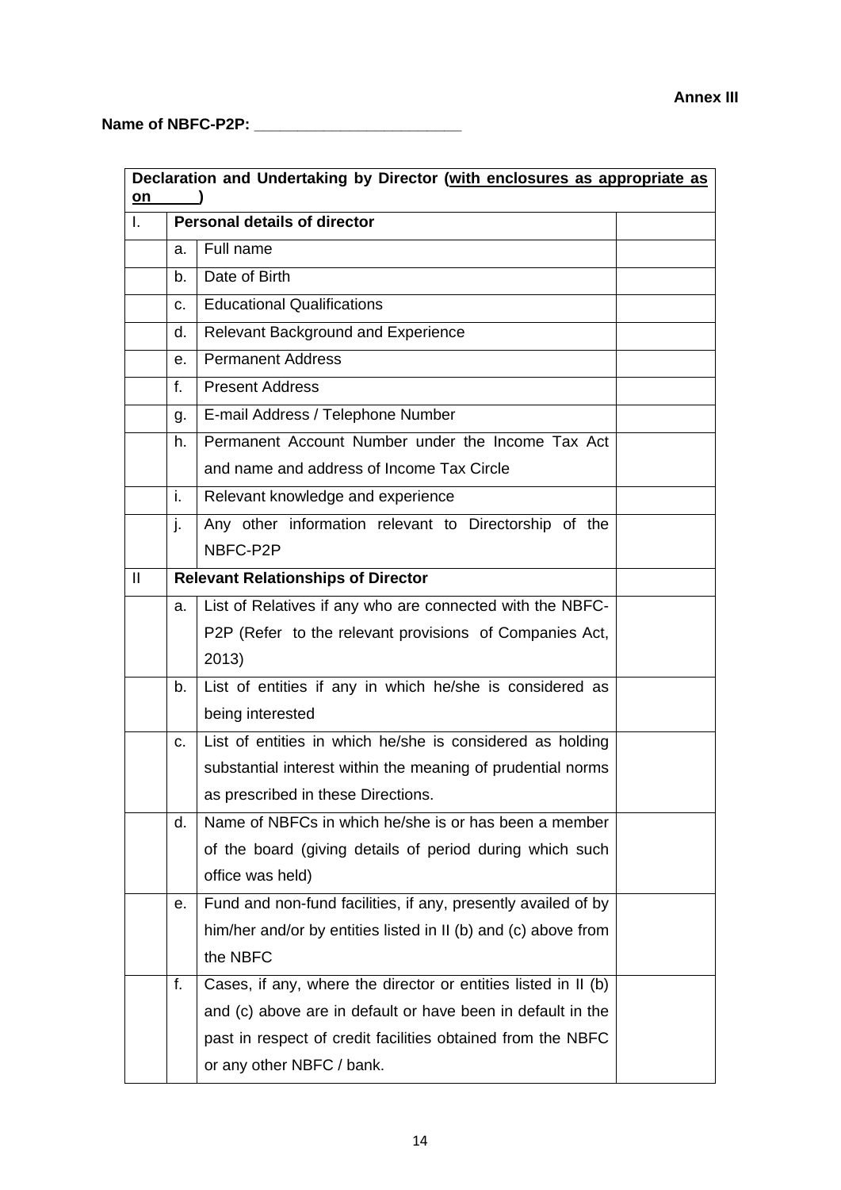**Annex III**

**Name of NBFC-P2P: _______________________**

| **Declaration and Undertaking by Director (with enclosures as appropriate as on ______)** | | | |
|---|---|---|---|
| I. | **Personal details of director** | | |
| | a. | Full name | |
| | b. | Date of Birth | |
| | c. | Educational Qualifications | |
| | d. | Relevant Background and Experience | |
| | e. | Permanent Address | |
| | f. | Present Address | |
| | g. | E-mail Address / Telephone Number | |
| | h. | Permanent Account Number under the Income Tax Act and name and address of Income Tax Circle | |
| | i. | Relevant knowledge and experience | |
| | j. | Any other information relevant to Directorship of the NBFC-P2P | |
| II | **Relevant Relationships of Director** | | |
| | a. | List of Relatives if any who are connected with the NBFC-P2P (Refer to the relevant provisions of Companies Act, 2013) | |
| | b. | List of entities if any in which he/she is considered as being interested | |
| | c. | List of entities in which he/she is considered as holding substantial interest within the meaning of prudential norms as prescribed in these Directions. | |
| | d. | Name of NBFCs in which he/she is or has been a member of the board (giving details of period during which such office was held) | |
| | e. | Fund and non-fund facilities, if any, presently availed of by him/her and/or by entities listed in II (b) and (c) above from the NBFC | |
| | f. | Cases, if any, where the director or entities listed in II (b) and (c) above are in default or have been in default in the past in respect of credit facilities obtained from the NBFC or any other NBFC / bank. | |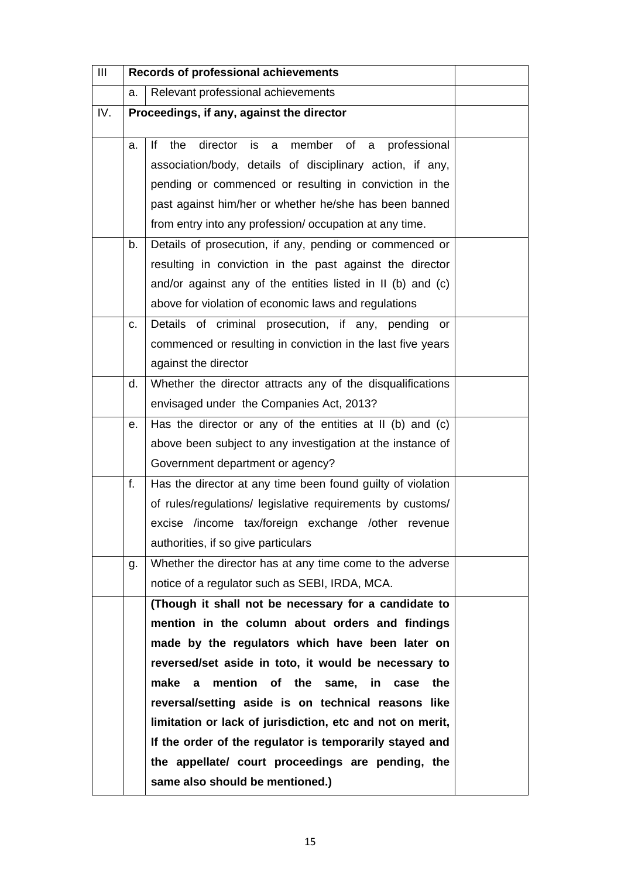| III | **Records of professional achievements** | | |
|---|---|---|---|
| | a. | Relevant professional achievements | |
| IV. | **Proceedings, if any, against the director** | | |
| | a. | If the director is a member of a professional association/body, details of disciplinary action, if any, pending or commenced or resulting in conviction in the past against him/her or whether he/she has been banned from entry into any profession/ occupation at any time. | |
| | b. | Details of prosecution, if any, pending or commenced or resulting in conviction in the past against the director and/or against any of the entities listed in II (b) and (c) above for violation of economic laws and regulations | |
| | c. | Details of criminal prosecution, if any, pending or commenced or resulting in conviction in the last five years against the director | |
| | d. | Whether the director attracts any of the disqualifications envisaged under the Companies Act, 2013? | |
| | e. | Has the director or any of the entities at II (b) and (c) above been subject to any investigation at the instance of Government department or agency? | |
| | f. | Has the director at any time been found guilty of violation of rules/regulations/ legislative requirements by customs/ excise /income tax/foreign exchange /other revenue authorities, if so give particulars | |
| | g. | Whether the director has at any time come to the adverse notice of a regulator such as SEBI, IRDA, MCA. | |
| | | **(Though it shall not be necessary for a candidate to mention in the column about orders and findings made by the regulators which have been later on reversed/set aside in toto, it would be necessary to make a mention of the same, in case the reversal/setting aside is on technical reasons like limitation or lack of jurisdiction, etc and not on merit, If the order of the regulator is temporarily stayed and the appellate/ court proceedings are pending, the same also should be mentioned.)** | |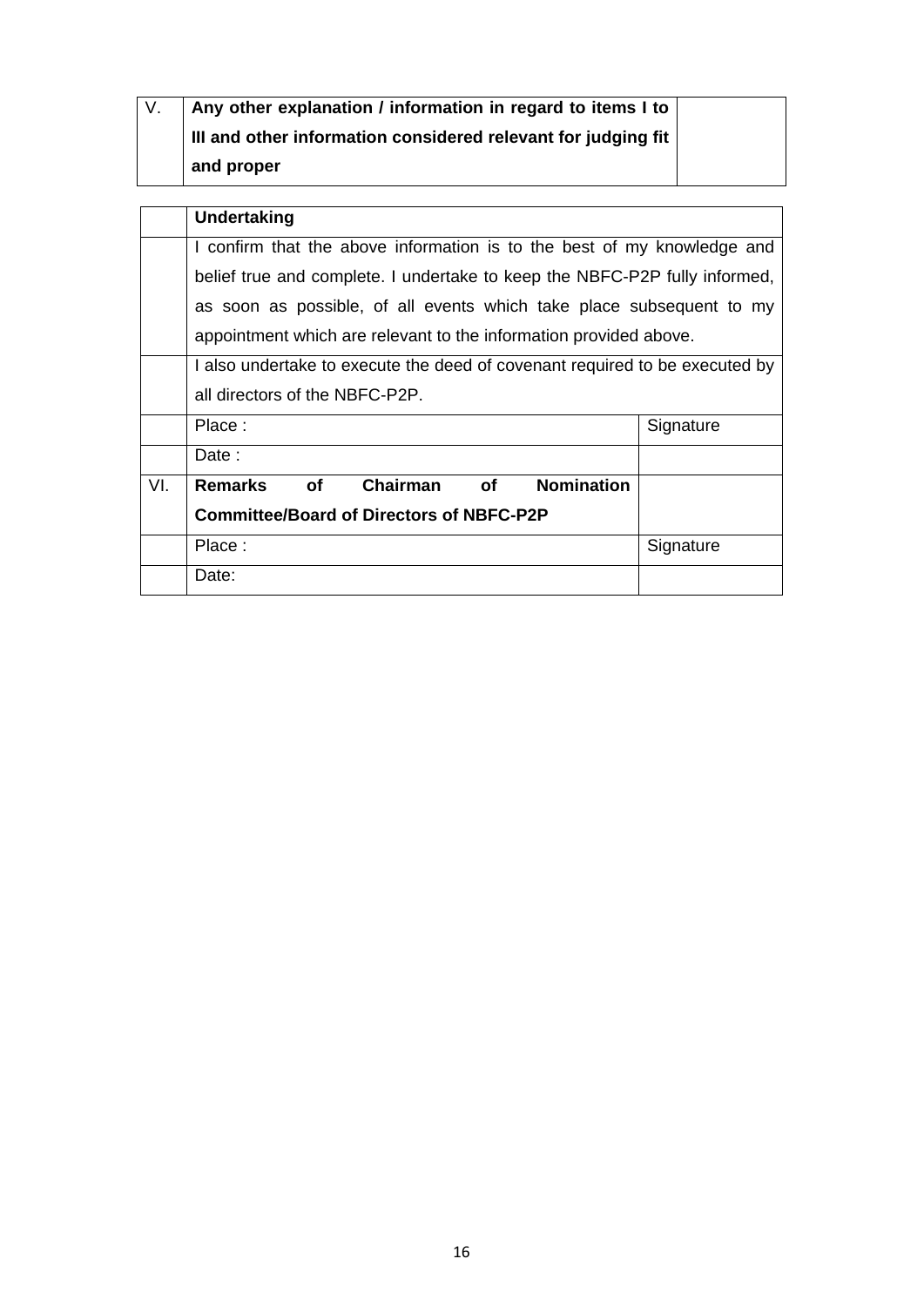| V. | **Any other explanation / information in regard to items I to III and other information considered relevant for judging fit and proper** | |
|---|---|---|

| | **Undertaking** | |
|---|---|---|
| | I confirm that the above information is to the best of my knowledge and belief true and complete. I undertake to keep the NBFC-P2P fully informed, as soon as possible, of all events which take place subsequent to my appointment which are relevant to the information provided above. | |
| | I also undertake to execute the deed of covenant required to be executed by all directors of the NBFC-P2P. | |
| | Place : | Signature |
| | Date : | |
| VI. | **Remarks of Chairman of Nomination Committee/Board of Directors of NBFC-P2P** | |
| | Place : | Signature |
| | Date: | |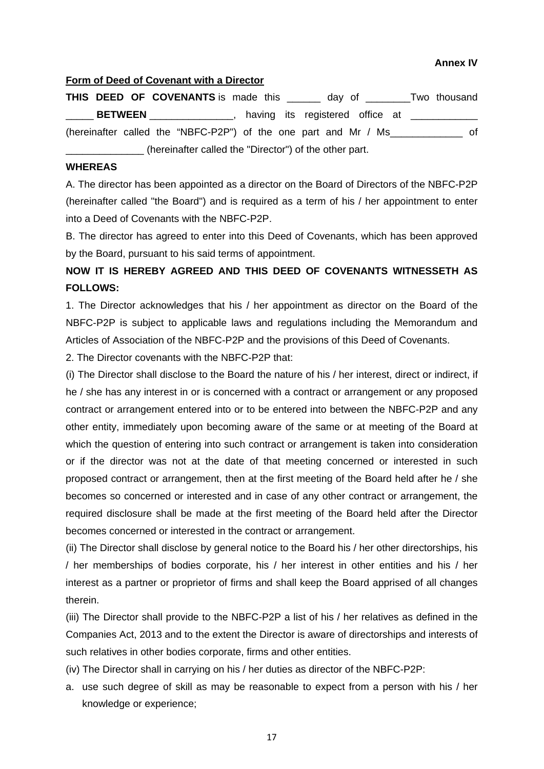**Annex IV**

**Form of Deed of Covenant with a Director**

**THIS DEED OF COVENANTS** is made this ______ day of ________Two thousand _____ **BETWEEN** _______________, having its registered office at ____________ (hereinafter called the "NBFC-P2P") of the one part and Mr / Ms_____________ of ______________ (hereinafter called the "Director") of the other part.

**WHEREAS**

A. The director has been appointed as a director on the Board of Directors of the NBFC-P2P (hereinafter called "the Board") and is required as a term of his / her appointment to enter into a Deed of Covenants with the NBFC-P2P.

B. The director has agreed to enter into this Deed of Covenants, which has been approved by the Board, pursuant to his said terms of appointment.

**NOW IT IS HEREBY AGREED AND THIS DEED OF COVENANTS WITNESSETH AS FOLLOWS:**

1. The Director acknowledges that his / her appointment as director on the Board of the NBFC-P2P is subject to applicable laws and regulations including the Memorandum and Articles of Association of the NBFC-P2P and the provisions of this Deed of Covenants.

2. The Director covenants with the NBFC-P2P that:

(i) The Director shall disclose to the Board the nature of his / her interest, direct or indirect, if he / she has any interest in or is concerned with a contract or arrangement or any proposed contract or arrangement entered into or to be entered into between the NBFC-P2P and any other entity, immediately upon becoming aware of the same or at meeting of the Board at which the question of entering into such contract or arrangement is taken into consideration or if the director was not at the date of that meeting concerned or interested in such proposed contract or arrangement, then at the first meeting of the Board held after he / she becomes so concerned or interested and in case of any other contract or arrangement, the required disclosure shall be made at the first meeting of the Board held after the Director becomes concerned or interested in the contract or arrangement.

(ii) The Director shall disclose by general notice to the Board his / her other directorships, his / her memberships of bodies corporate, his / her interest in other entities and his / her interest as a partner or proprietor of firms and shall keep the Board apprised of all changes therein.

(iii) The Director shall provide to the NBFC-P2P a list of his / her relatives as defined in the Companies Act, 2013 and to the extent the Director is aware of directorships and interests of such relatives in other bodies corporate, firms and other entities.

(iv) The Director shall in carrying on his / her duties as director of the NBFC-P2P:

a. use such degree of skill as may be reasonable to expect from a person with his / her knowledge or experience;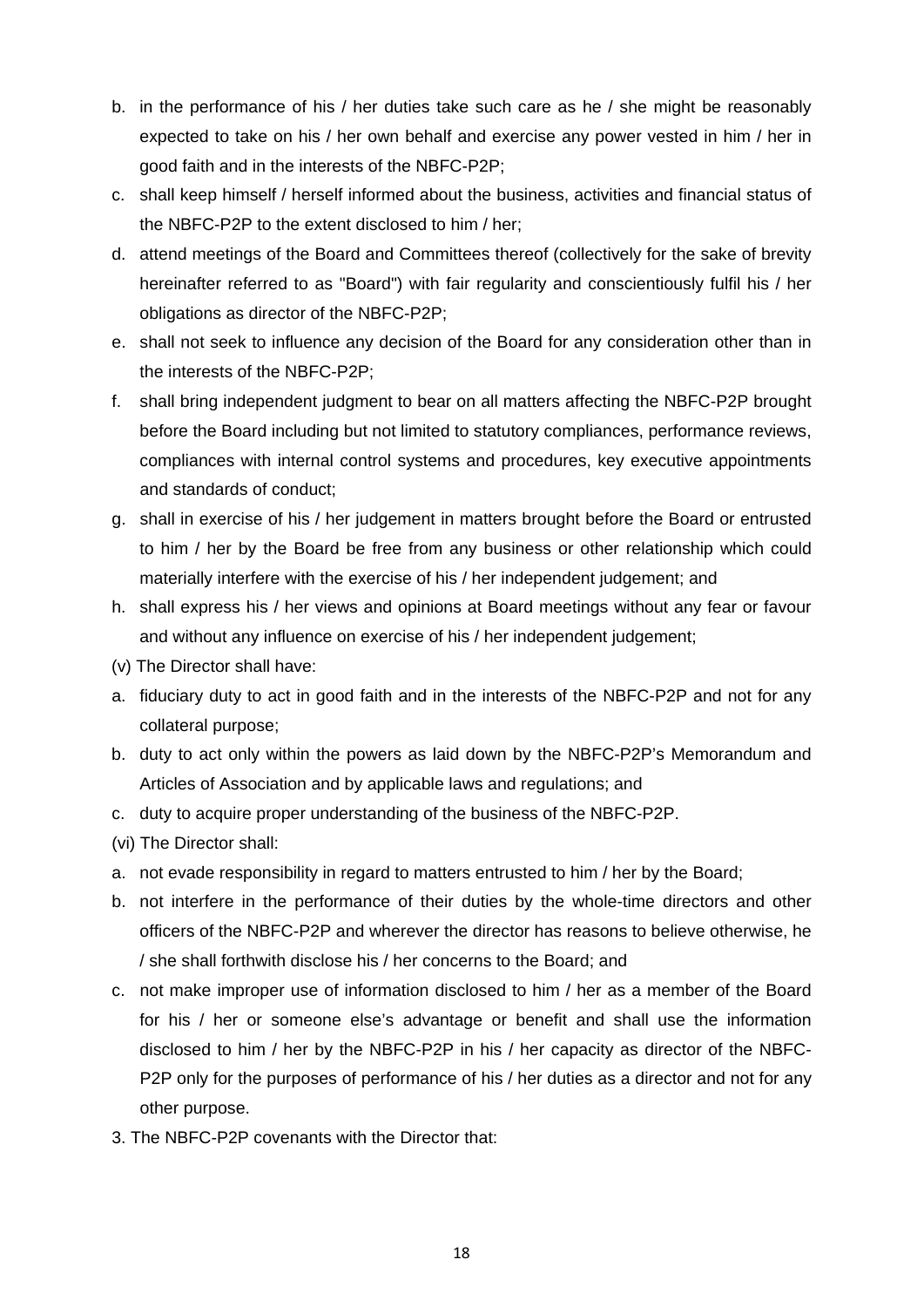b. in the performance of his / her duties take such care as he / she might be reasonably expected to take on his / her own behalf and exercise any power vested in him / her in good faith and in the interests of the NBFC-P2P;

c. shall keep himself / herself informed about the business, activities and financial status of the NBFC-P2P to the extent disclosed to him / her;

d. attend meetings of the Board and Committees thereof (collectively for the sake of brevity hereinafter referred to as "Board") with fair regularity and conscientiously fulfil his / her obligations as director of the NBFC-P2P;

e. shall not seek to influence any decision of the Board for any consideration other than in the interests of the NBFC-P2P;

f. shall bring independent judgment to bear on all matters affecting the NBFC-P2P brought before the Board including but not limited to statutory compliances, performance reviews, compliances with internal control systems and procedures, key executive appointments and standards of conduct;

g. shall in exercise of his / her judgement in matters brought before the Board or entrusted to him / her by the Board be free from any business or other relationship which could materially interfere with the exercise of his / her independent judgement; and

h. shall express his / her views and opinions at Board meetings without any fear or favour and without any influence on exercise of his / her independent judgement;

(v) The Director shall have:

a. fiduciary duty to act in good faith and in the interests of the NBFC-P2P and not for any collateral purpose;

b. duty to act only within the powers as laid down by the NBFC-P2P's Memorandum and Articles of Association and by applicable laws and regulations; and

c. duty to acquire proper understanding of the business of the NBFC-P2P.

(vi) The Director shall:

a. not evade responsibility in regard to matters entrusted to him / her by the Board;

b. not interfere in the performance of their duties by the whole-time directors and other officers of the NBFC-P2P and wherever the director has reasons to believe otherwise, he / she shall forthwith disclose his / her concerns to the Board; and

c. not make improper use of information disclosed to him / her as a member of the Board for his / her or someone else's advantage or benefit and shall use the information disclosed to him / her by the NBFC-P2P in his / her capacity as director of the NBFC-P2P only for the purposes of performance of his / her duties as a director and not for any other purpose.

3. The NBFC-P2P covenants with the Director that: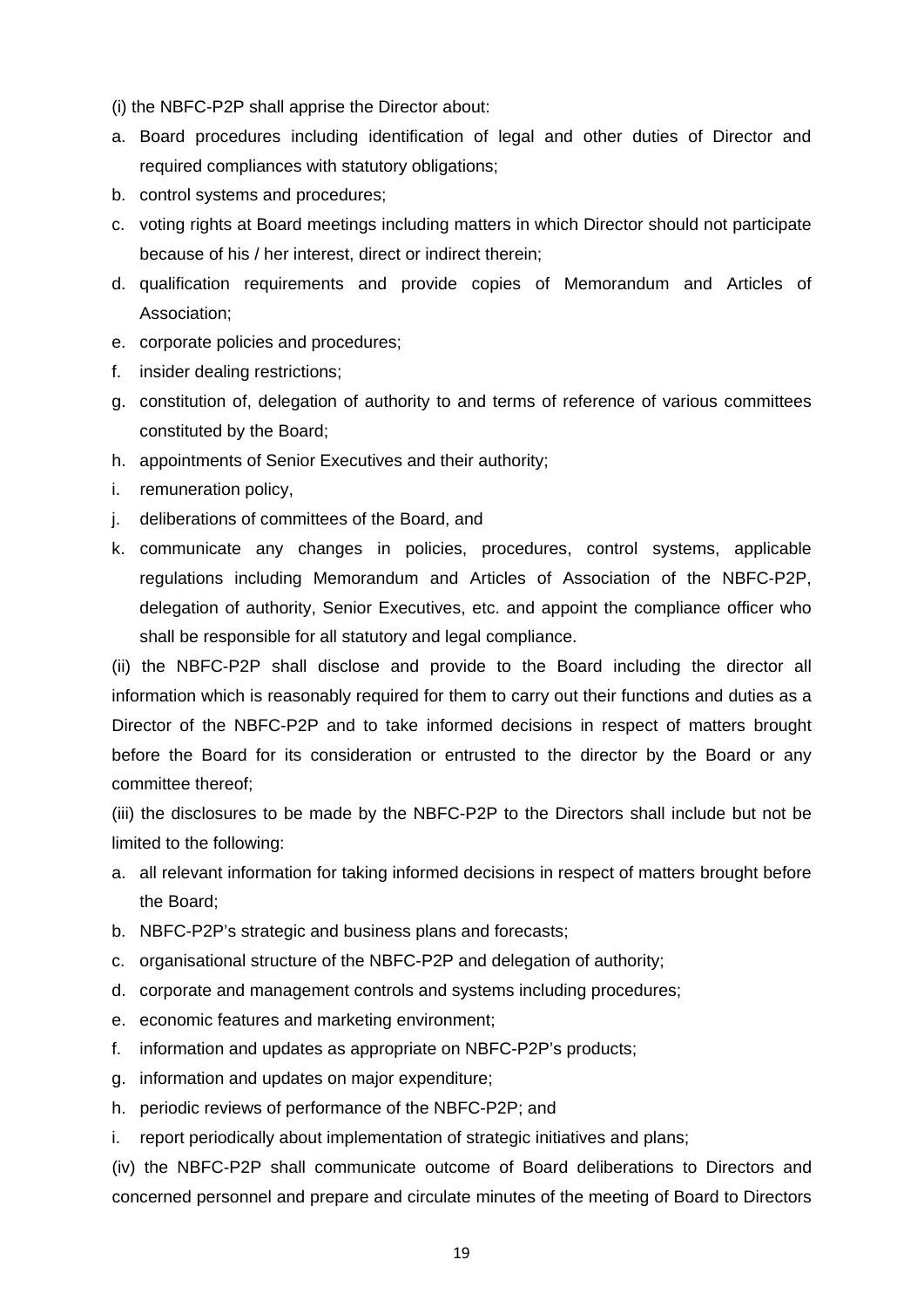(i) the NBFC-P2P shall apprise the Director about:

a. Board procedures including identification of legal and other duties of Director and required compliances with statutory obligations;
b. control systems and procedures;
c. voting rights at Board meetings including matters in which Director should not participate because of his / her interest, direct or indirect therein;
d. qualification requirements and provide copies of Memorandum and Articles of Association;
e. corporate policies and procedures;
f. insider dealing restrictions;
g. constitution of, delegation of authority to and terms of reference of various committees constituted by the Board;
h. appointments of Senior Executives and their authority;
i. remuneration policy,
j. deliberations of committees of the Board, and
k. communicate any changes in policies, procedures, control systems, applicable regulations including Memorandum and Articles of Association of the NBFC-P2P, delegation of authority, Senior Executives, etc. and appoint the compliance officer who shall be responsible for all statutory and legal compliance.

(ii) the NBFC-P2P shall disclose and provide to the Board including the director all information which is reasonably required for them to carry out their functions and duties as a Director of the NBFC-P2P and to take informed decisions in respect of matters brought before the Board for its consideration or entrusted to the director by the Board or any committee thereof;

(iii) the disclosures to be made by the NBFC-P2P to the Directors shall include but not be limited to the following:

a. all relevant information for taking informed decisions in respect of matters brought before the Board;
b. NBFC-P2P's strategic and business plans and forecasts;
c. organisational structure of the NBFC-P2P and delegation of authority;
d. corporate and management controls and systems including procedures;
e. economic features and marketing environment;
f. information and updates as appropriate on NBFC-P2P's products;
g. information and updates on major expenditure;
h. periodic reviews of performance of the NBFC-P2P; and
i. report periodically about implementation of strategic initiatives and plans;

(iv) the NBFC-P2P shall communicate outcome of Board deliberations to Directors and concerned personnel and prepare and circulate minutes of the meeting of Board to Directors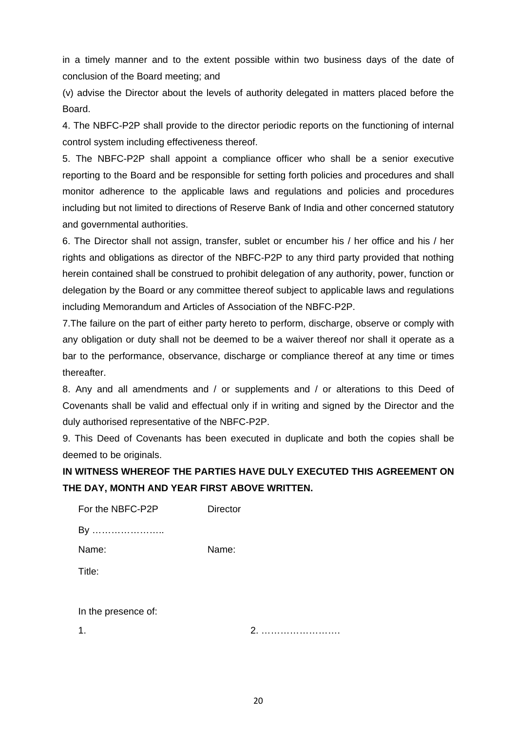in a timely manner and to the extent possible within two business days of the date of conclusion of the Board meeting; and

(v) advise the Director about the levels of authority delegated in matters placed before the Board.

4. The NBFC-P2P shall provide to the director periodic reports on the functioning of internal control system including effectiveness thereof.

5. The NBFC-P2P shall appoint a compliance officer who shall be a senior executive reporting to the Board and be responsible for setting forth policies and procedures and shall monitor adherence to the applicable laws and regulations and policies and procedures including but not limited to directions of Reserve Bank of India and other concerned statutory and governmental authorities.

6. The Director shall not assign, transfer, sublet or encumber his / her office and his / her rights and obligations as director of the NBFC-P2P to any third party provided that nothing herein contained shall be construed to prohibit delegation of any authority, power, function or delegation by the Board or any committee thereof subject to applicable laws and regulations including Memorandum and Articles of Association of the NBFC-P2P.

7.The failure on the part of either party hereto to perform, discharge, observe or comply with any obligation or duty shall not be deemed to be a waiver thereof nor shall it operate as a bar to the performance, observance, discharge or compliance thereof at any time or times thereafter.

8. Any and all amendments and / or supplements and / or alterations to this Deed of Covenants shall be valid and effectual only if in writing and signed by the Director and the duly authorised representative of the NBFC-P2P.

9. This Deed of Covenants has been executed in duplicate and both the copies shall be deemed to be originals.

**IN WITNESS WHEREOF THE PARTIES HAVE DULY EXECUTED THIS AGREEMENT ON THE DAY, MONTH AND YEAR FIRST ABOVE WRITTEN.**

For the NBFC-P2P Director

By …………………..

Name: Name:

Title:

In the presence of:

1. 2. …………………….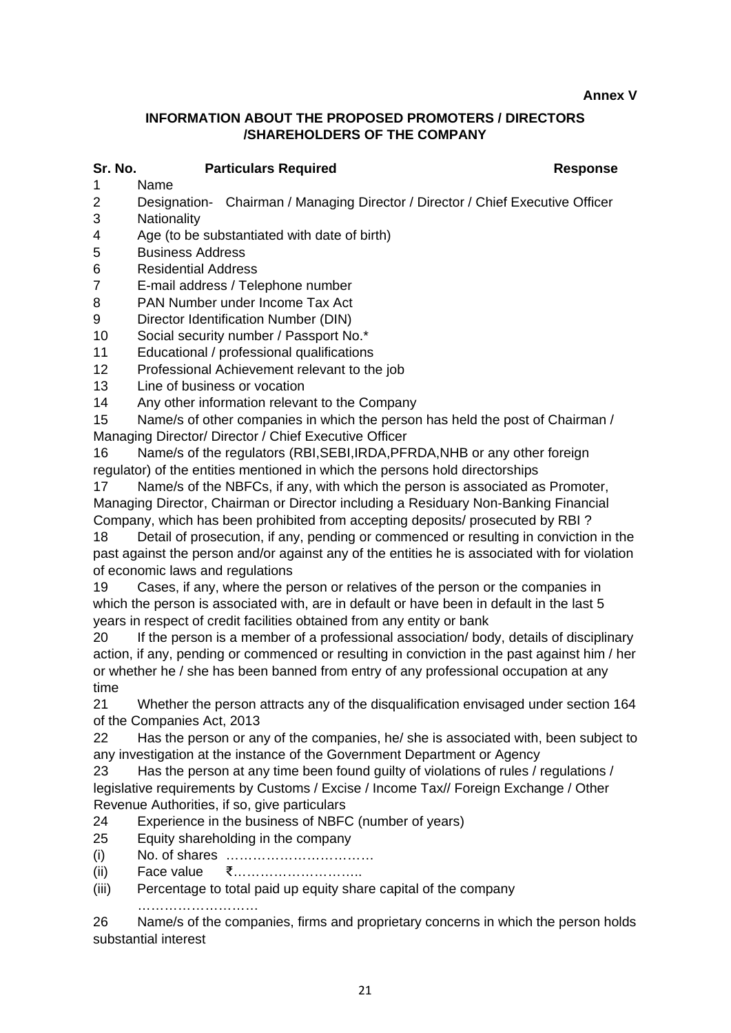**Annex V**

## INFORMATION ABOUT THE PROPOSED PROMOTERS / DIRECTORS /SHAREHOLDERS OF THE COMPANY

| Sr. No. | Particulars Required | Response |
|---|---|---|
| 1 | Name | |
| 2 | Designation- Chairman / Managing Director / Director / Chief Executive Officer | |
| 3 | Nationality | |
| 4 | Age (to be substantiated with date of birth) | |
| 5 | Business Address | |
| 6 | Residential Address | |
| 7 | E-mail address / Telephone number | |
| 8 | PAN Number under Income Tax Act | |
| 9 | Director Identification Number (DIN) | |
| 10 | Social security number / Passport No.* | |
| 11 | Educational / professional qualifications | |
| 12 | Professional Achievement relevant to the job | |
| 13 | Line of business or vocation | |
| 14 | Any other information relevant to the Company | |
| 15 | Name/s of other companies in which the person has held the post of Chairman / Managing Director/ Director / Chief Executive Officer | |
| 16 | Name/s of the regulators (RBI,SEBI,IRDA,PFRDA,NHB or any other foreign regulator) of the entities mentioned in which the persons hold directorships | |
| 17 | Name/s of the NBFCs, if any, with which the person is associated as Promoter, Managing Director, Chairman or Director including a Residuary Non-Banking Financial Company, which has been prohibited from accepting deposits/ prosecuted by RBI ? | |
| 18 | Detail of prosecution, if any, pending or commenced or resulting in conviction in the past against the person and/or against any of the entities he is associated with for violation of economic laws and regulations | |
| 19 | Cases, if any, where the person or relatives of the person or the companies in which the person is associated with, are in default or have been in default in the last 5 years in respect of credit facilities obtained from any entity or bank | |
| 20 | If the person is a member of a professional association/ body, details of disciplinary action, if any, pending or commenced or resulting in conviction in the past against him / her or whether he / she has been banned from entry of any professional occupation at any time | |
| 21 | Whether the person attracts any of the disqualification envisaged under section 164 of the Companies Act, 2013 | |
| 22 | Has the person or any of the companies, he/ she is associated with, been subject to any investigation at the instance of the Government Department or Agency | |
| 23 | Has the person at any time been found guilty of violations of rules / regulations / legislative requirements by Customs / Excise / Income Tax// Foreign Exchange / Other Revenue Authorities, if so, give particulars | |
| 24 | Experience in the business of NBFC (number of years) | |
| 25 | Equity shareholding in the company | |
| (i) | No. of shares …………………………… | |
| (ii) | Face value ₹……………………….. | |
| (iii) | Percentage to total paid up equity share capital of the company ……………………… | |
| 26 | Name/s of the companies, firms and proprietary concerns in which the person holds substantial interest | |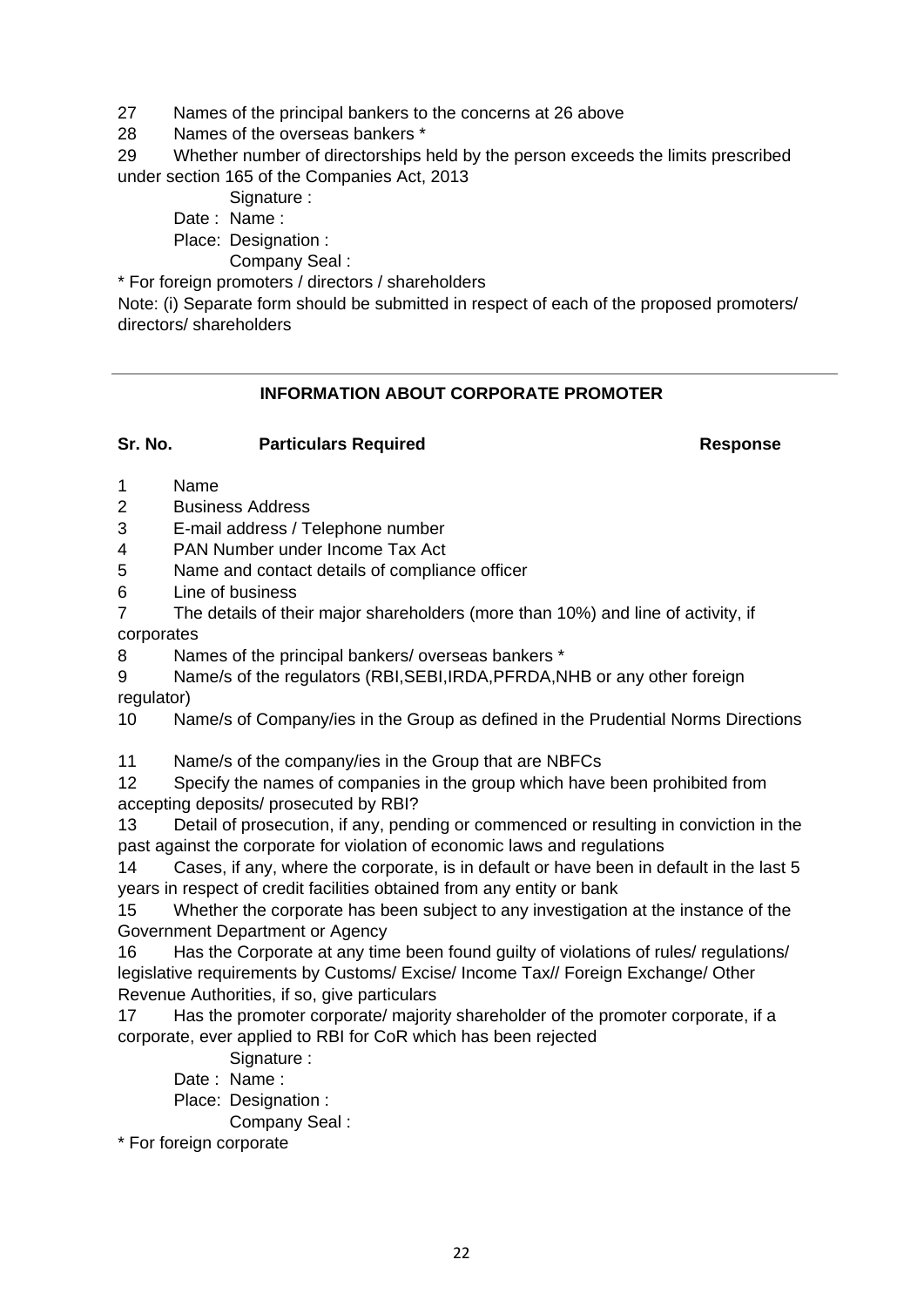27 Names of the principal bankers to the concerns at 26 above

28 Names of the overseas bankers *

29 Whether number of directorships held by the person exceeds the limits prescribed under section 165 of the Companies Act, 2013

Signature :

Date : Name :

Place: Designation :

Company Seal :

\* For foreign promoters / directors / shareholders

Note: (i) Separate form should be submitted in respect of each of the proposed promoters/ directors/ shareholders

---

### INFORMATION ABOUT CORPORATE PROMOTER

| Sr. No. | Particulars Required | Response |
|---|---|---|
| 1 | Name | |
| 2 | Business Address | |
| 3 | E-mail address / Telephone number | |
| 4 | PAN Number under Income Tax Act | |
| 5 | Name and contact details of compliance officer | |
| 6 | Line of business | |
| 7 | The details of their major shareholders (more than 10%) and line of activity, if corporates | |
| 8 | Names of the principal bankers/ overseas bankers * | |
| 9 | Name/s of the regulators (RBI,SEBI,IRDA,PFRDA,NHB or any other foreign regulator) | |
| 10 | Name/s of Company/ies in the Group as defined in the Prudential Norms Directions | |
| 11 | Name/s of the company/ies in the Group that are NBFCs | |
| 12 | Specify the names of companies in the group which have been prohibited from accepting deposits/ prosecuted by RBI? | |
| 13 | Detail of prosecution, if any, pending or commenced or resulting in conviction in the past against the corporate for violation of economic laws and regulations | |
| 14 | Cases, if any, where the corporate, is in default or have been in default in the last 5 years in respect of credit facilities obtained from any entity or bank | |
| 15 | Whether the corporate has been subject to any investigation at the instance of the Government Department or Agency | |
| 16 | Has the Corporate at any time been found guilty of violations of rules/ regulations/ legislative requirements by Customs/ Excise/ Income Tax// Foreign Exchange/ Other Revenue Authorities, if so, give particulars | |
| 17 | Has the promoter corporate/ majority shareholder of the promoter corporate, if a corporate, ever applied to RBI for CoR which has been rejected | |

Signature :

Date : Name :

Place: Designation :

Company Seal :

\* For foreign corporate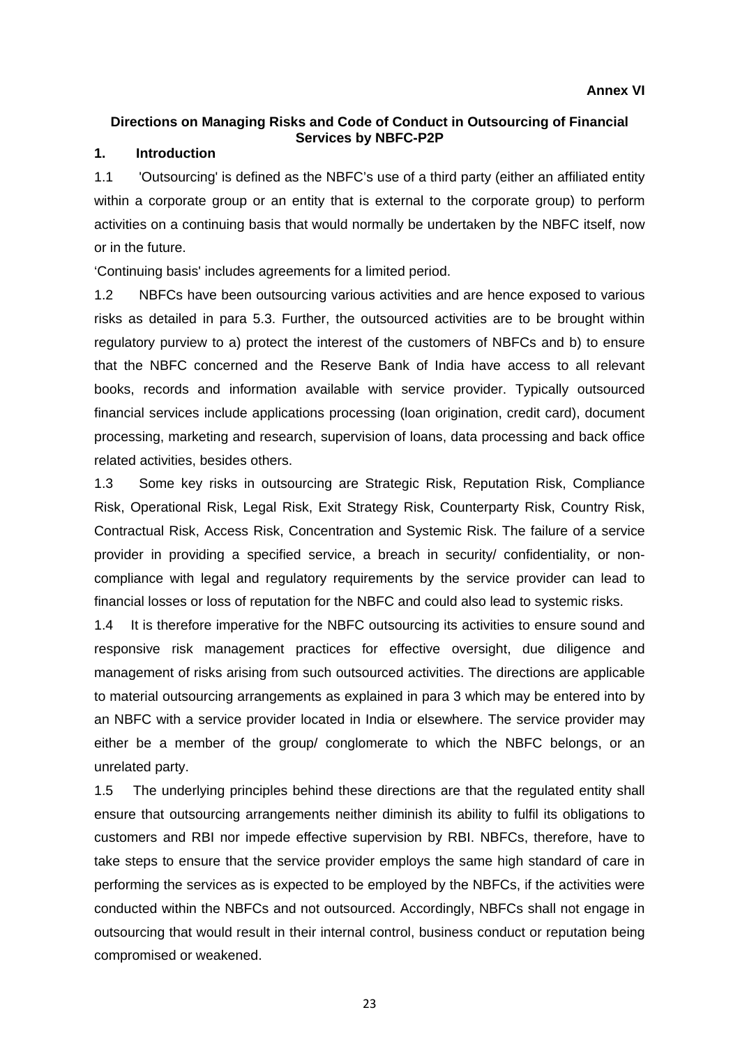**Annex VI**

**Directions on Managing Risks and Code of Conduct in Outsourcing of Financial Services by NBFC-P2P**

## 1. Introduction

1.1 'Outsourcing' is defined as the NBFC's use of a third party (either an affiliated entity within a corporate group or an entity that is external to the corporate group) to perform activities on a continuing basis that would normally be undertaken by the NBFC itself, now or in the future.

'Continuing basis' includes agreements for a limited period.

1.2 NBFCs have been outsourcing various activities and are hence exposed to various risks as detailed in para 5.3. Further, the outsourced activities are to be brought within regulatory purview to a) protect the interest of the customers of NBFCs and b) to ensure that the NBFC concerned and the Reserve Bank of India have access to all relevant books, records and information available with service provider. Typically outsourced financial services include applications processing (loan origination, credit card), document processing, marketing and research, supervision of loans, data processing and back office related activities, besides others.

1.3 Some key risks in outsourcing are Strategic Risk, Reputation Risk, Compliance Risk, Operational Risk, Legal Risk, Exit Strategy Risk, Counterparty Risk, Country Risk, Contractual Risk, Access Risk, Concentration and Systemic Risk. The failure of a service provider in providing a specified service, a breach in security/ confidentiality, or non-compliance with legal and regulatory requirements by the service provider can lead to financial losses or loss of reputation for the NBFC and could also lead to systemic risks.

1.4 It is therefore imperative for the NBFC outsourcing its activities to ensure sound and responsive risk management practices for effective oversight, due diligence and management of risks arising from such outsourced activities. The directions are applicable to material outsourcing arrangements as explained in para 3 which may be entered into by an NBFC with a service provider located in India or elsewhere. The service provider may either be a member of the group/ conglomerate to which the NBFC belongs, or an unrelated party.

1.5 The underlying principles behind these directions are that the regulated entity shall ensure that outsourcing arrangements neither diminish its ability to fulfil its obligations to customers and RBI nor impede effective supervision by RBI. NBFCs, therefore, have to take steps to ensure that the service provider employs the same high standard of care in performing the services as is expected to be employed by the NBFCs, if the activities were conducted within the NBFCs and not outsourced. Accordingly, NBFCs shall not engage in outsourcing that would result in their internal control, business conduct or reputation being compromised or weakened.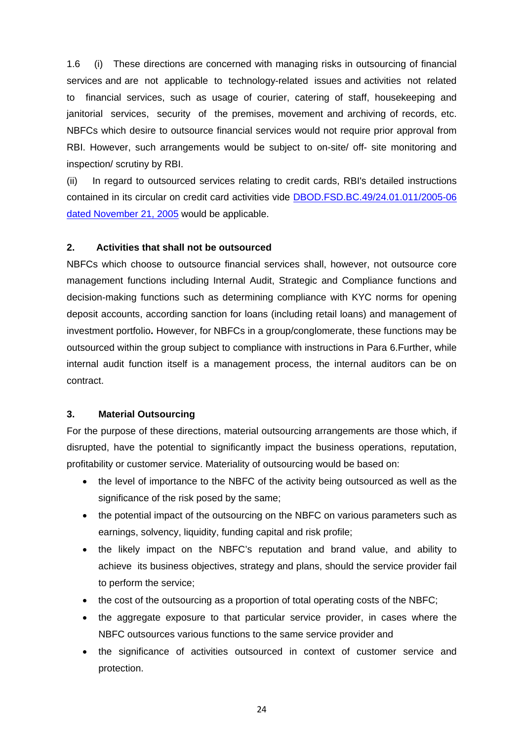1.6 (i) These directions are concerned with managing risks in outsourcing of financial services and are not applicable to technology-related issues and activities not related to financial services, such as usage of courier, catering of staff, housekeeping and janitorial services, security of the premises, movement and archiving of records, etc. NBFCs which desire to outsource financial services would not require prior approval from RBI. However, such arrangements would be subject to on-site/ off- site monitoring and inspection/ scrutiny by RBI.

(ii) In regard to outsourced services relating to credit cards, RBI's detailed instructions contained in its circular on credit card activities vide DBOD.FSD.BC.49/24.01.011/2005-06 dated November 21, 2005 would be applicable.

## 2. Activities that shall not be outsourced

NBFCs which choose to outsource financial services shall, however, not outsource core management functions including Internal Audit, Strategic and Compliance functions and decision-making functions such as determining compliance with KYC norms for opening deposit accounts, according sanction for loans (including retail loans) and management of investment portfolio**.** However, for NBFCs in a group/conglomerate, these functions may be outsourced within the group subject to compliance with instructions in Para 6.Further, while internal audit function itself is a management process, the internal auditors can be on contract.

## 3. Material Outsourcing

For the purpose of these directions, material outsourcing arrangements are those which, if disrupted, have the potential to significantly impact the business operations, reputation, profitability or customer service. Materiality of outsourcing would be based on:

- the level of importance to the NBFC of the activity being outsourced as well as the significance of the risk posed by the same;
- the potential impact of the outsourcing on the NBFC on various parameters such as earnings, solvency, liquidity, funding capital and risk profile;
- the likely impact on the NBFC's reputation and brand value, and ability to achieve its business objectives, strategy and plans, should the service provider fail to perform the service;
- the cost of the outsourcing as a proportion of total operating costs of the NBFC;
- the aggregate exposure to that particular service provider, in cases where the NBFC outsources various functions to the same service provider and
- the significance of activities outsourced in context of customer service and protection.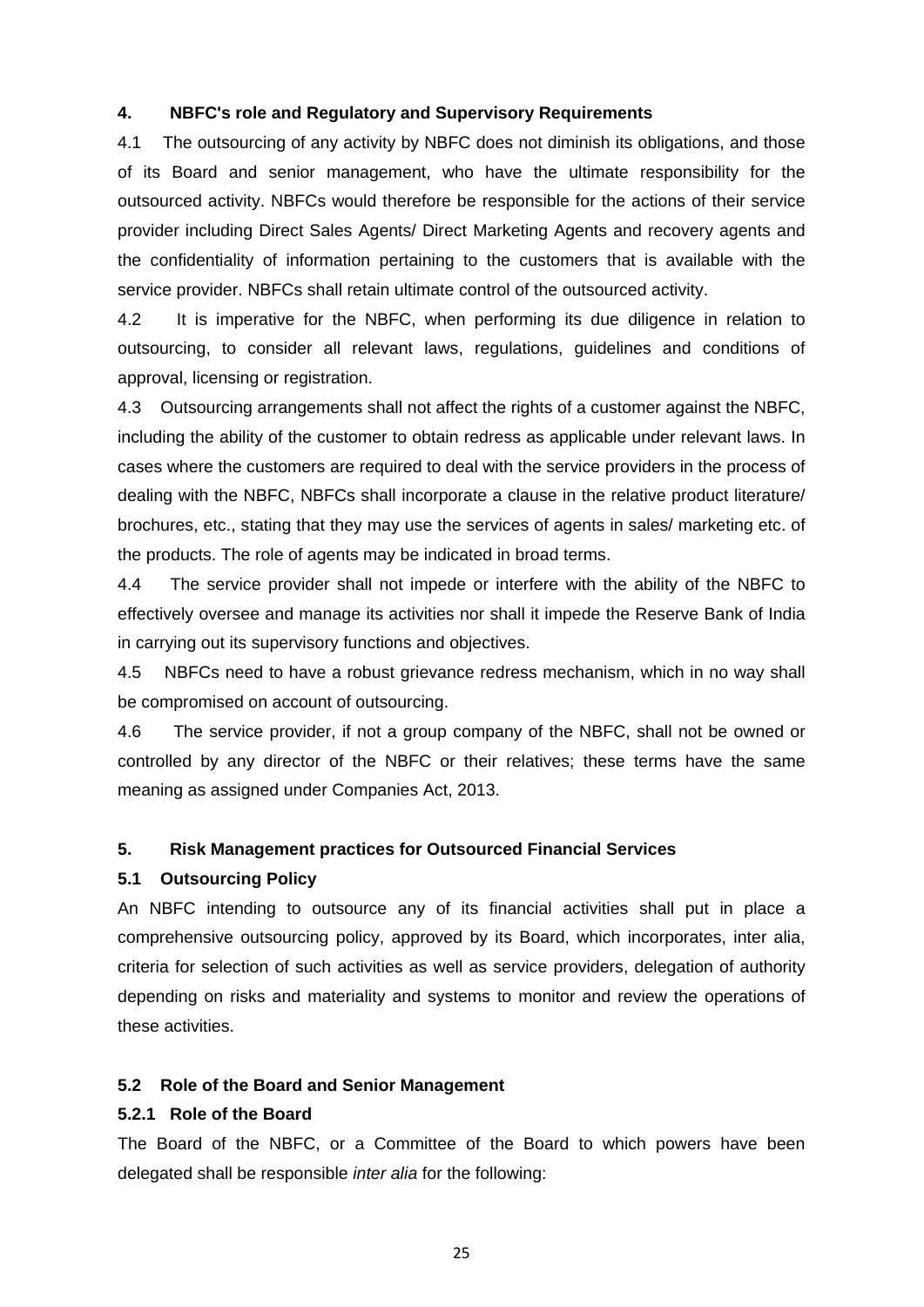### 4. NBFC's role and Regulatory and Supervisory Requirements

4.1 The outsourcing of any activity by NBFC does not diminish its obligations, and those of its Board and senior management, who have the ultimate responsibility for the outsourced activity. NBFCs would therefore be responsible for the actions of their service provider including Direct Sales Agents/ Direct Marketing Agents and recovery agents and the confidentiality of information pertaining to the customers that is available with the service provider. NBFCs shall retain ultimate control of the outsourced activity.

4.2 It is imperative for the NBFC, when performing its due diligence in relation to outsourcing, to consider all relevant laws, regulations, guidelines and conditions of approval, licensing or registration.

4.3 Outsourcing arrangements shall not affect the rights of a customer against the NBFC, including the ability of the customer to obtain redress as applicable under relevant laws. In cases where the customers are required to deal with the service providers in the process of dealing with the NBFC, NBFCs shall incorporate a clause in the relative product literature/ brochures, etc., stating that they may use the services of agents in sales/ marketing etc. of the products. The role of agents may be indicated in broad terms.

4.4 The service provider shall not impede or interfere with the ability of the NBFC to effectively oversee and manage its activities nor shall it impede the Reserve Bank of India in carrying out its supervisory functions and objectives.

4.5 NBFCs need to have a robust grievance redress mechanism, which in no way shall be compromised on account of outsourcing.

4.6 The service provider, if not a group company of the NBFC, shall not be owned or controlled by any director of the NBFC or their relatives; these terms have the same meaning as assigned under Companies Act, 2013.

### 5. Risk Management practices for Outsourced Financial Services

#### 5.1 Outsourcing Policy

An NBFC intending to outsource any of its financial activities shall put in place a comprehensive outsourcing policy, approved by its Board, which incorporates, inter alia, criteria for selection of such activities as well as service providers, delegation of authority depending on risks and materiality and systems to monitor and review the operations of these activities.

#### 5.2 Role of the Board and Senior Management

##### 5.2.1 Role of the Board

The Board of the NBFC, or a Committee of the Board to which powers have been delegated shall be responsible *inter alia* for the following: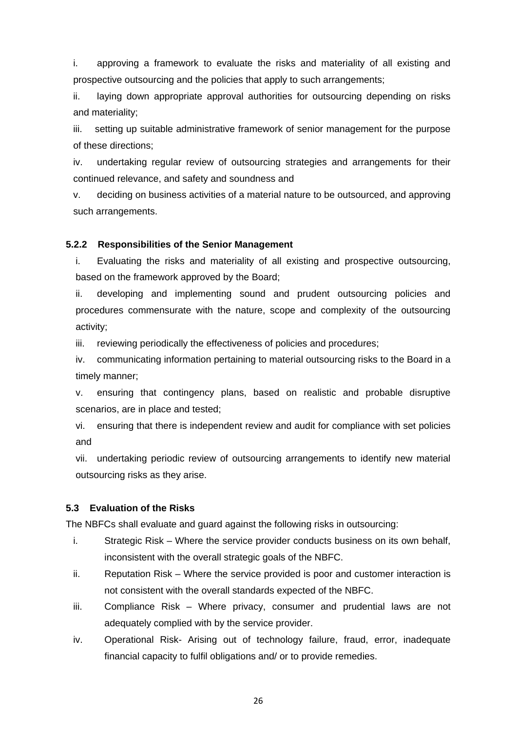i. approving a framework to evaluate the risks and materiality of all existing and prospective outsourcing and the policies that apply to such arrangements;

ii. laying down appropriate approval authorities for outsourcing depending on risks and materiality;

iii. setting up suitable administrative framework of senior management for the purpose of these directions;

iv. undertaking regular review of outsourcing strategies and arrangements for their continued relevance, and safety and soundness and

v. deciding on business activities of a material nature to be outsourced, and approving such arrangements.

**5.2.2 Responsibilities of the Senior Management**

i. Evaluating the risks and materiality of all existing and prospective outsourcing, based on the framework approved by the Board;

ii. developing and implementing sound and prudent outsourcing policies and procedures commensurate with the nature, scope and complexity of the outsourcing activity;

iii. reviewing periodically the effectiveness of policies and procedures;

iv. communicating information pertaining to material outsourcing risks to the Board in a timely manner;

v. ensuring that contingency plans, based on realistic and probable disruptive scenarios, are in place and tested;

vi. ensuring that there is independent review and audit for compliance with set policies and

vii. undertaking periodic review of outsourcing arrangements to identify new material outsourcing risks as they arise.

**5.3 Evaluation of the Risks**

The NBFCs shall evaluate and guard against the following risks in outsourcing:

i. Strategic Risk – Where the service provider conducts business on its own behalf, inconsistent with the overall strategic goals of the NBFC.

ii. Reputation Risk – Where the service provided is poor and customer interaction is not consistent with the overall standards expected of the NBFC.

iii. Compliance Risk – Where privacy, consumer and prudential laws are not adequately complied with by the service provider.

iv. Operational Risk- Arising out of technology failure, fraud, error, inadequate financial capacity to fulfil obligations and/ or to provide remedies.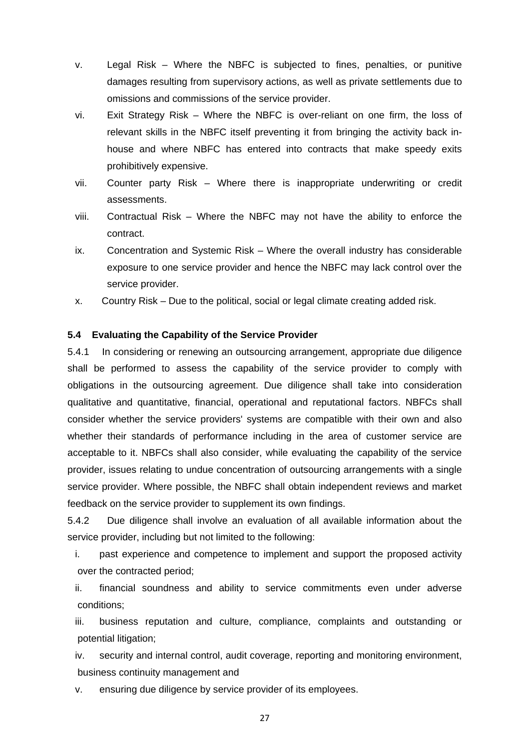v. Legal Risk – Where the NBFC is subjected to fines, penalties, or punitive damages resulting from supervisory actions, as well as private settlements due to omissions and commissions of the service provider.

vi. Exit Strategy Risk – Where the NBFC is over-reliant on one firm, the loss of relevant skills in the NBFC itself preventing it from bringing the activity back in-house and where NBFC has entered into contracts that make speedy exits prohibitively expensive.

vii. Counter party Risk – Where there is inappropriate underwriting or credit assessments.

viii. Contractual Risk – Where the NBFC may not have the ability to enforce the contract.

ix. Concentration and Systemic Risk – Where the overall industry has considerable exposure to one service provider and hence the NBFC may lack control over the service provider.

x. Country Risk – Due to the political, social or legal climate creating added risk.

**5.4 Evaluating the Capability of the Service Provider**

5.4.1 In considering or renewing an outsourcing arrangement, appropriate due diligence shall be performed to assess the capability of the service provider to comply with obligations in the outsourcing agreement. Due diligence shall take into consideration qualitative and quantitative, financial, operational and reputational factors. NBFCs shall consider whether the service providers' systems are compatible with their own and also whether their standards of performance including in the area of customer service are acceptable to it. NBFCs shall also consider, while evaluating the capability of the service provider, issues relating to undue concentration of outsourcing arrangements with a single service provider. Where possible, the NBFC shall obtain independent reviews and market feedback on the service provider to supplement its own findings.

5.4.2 Due diligence shall involve an evaluation of all available information about the service provider, including but not limited to the following:

i. past experience and competence to implement and support the proposed activity over the contracted period;

ii. financial soundness and ability to service commitments even under adverse conditions;

iii. business reputation and culture, compliance, complaints and outstanding or potential litigation;

iv. security and internal control, audit coverage, reporting and monitoring environment, business continuity management and

v. ensuring due diligence by service provider of its employees.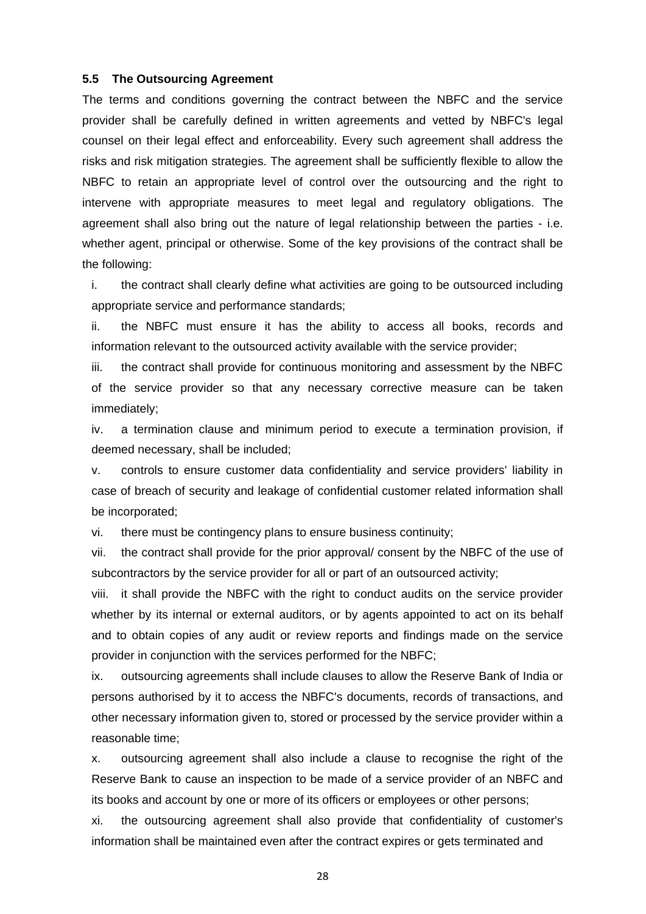### 5.5 The Outsourcing Agreement

The terms and conditions governing the contract between the NBFC and the service provider shall be carefully defined in written agreements and vetted by NBFC's legal counsel on their legal effect and enforceability. Every such agreement shall address the risks and risk mitigation strategies. The agreement shall be sufficiently flexible to allow the NBFC to retain an appropriate level of control over the outsourcing and the right to intervene with appropriate measures to meet legal and regulatory obligations. The agreement shall also bring out the nature of legal relationship between the parties - i.e. whether agent, principal or otherwise. Some of the key provisions of the contract shall be the following:

i. the contract shall clearly define what activities are going to be outsourced including appropriate service and performance standards;

ii. the NBFC must ensure it has the ability to access all books, records and information relevant to the outsourced activity available with the service provider;

iii. the contract shall provide for continuous monitoring and assessment by the NBFC of the service provider so that any necessary corrective measure can be taken immediately;

iv. a termination clause and minimum period to execute a termination provision, if deemed necessary, shall be included;

v. controls to ensure customer data confidentiality and service providers' liability in case of breach of security and leakage of confidential customer related information shall be incorporated;

vi. there must be contingency plans to ensure business continuity;

vii. the contract shall provide for the prior approval/ consent by the NBFC of the use of subcontractors by the service provider for all or part of an outsourced activity;

viii. it shall provide the NBFC with the right to conduct audits on the service provider whether by its internal or external auditors, or by agents appointed to act on its behalf and to obtain copies of any audit or review reports and findings made on the service provider in conjunction with the services performed for the NBFC;

ix. outsourcing agreements shall include clauses to allow the Reserve Bank of India or persons authorised by it to access the NBFC's documents, records of transactions, and other necessary information given to, stored or processed by the service provider within a reasonable time;

x. outsourcing agreement shall also include a clause to recognise the right of the Reserve Bank to cause an inspection to be made of a service provider of an NBFC and its books and account by one or more of its officers or employees or other persons;

xi. the outsourcing agreement shall also provide that confidentiality of customer's information shall be maintained even after the contract expires or gets terminated and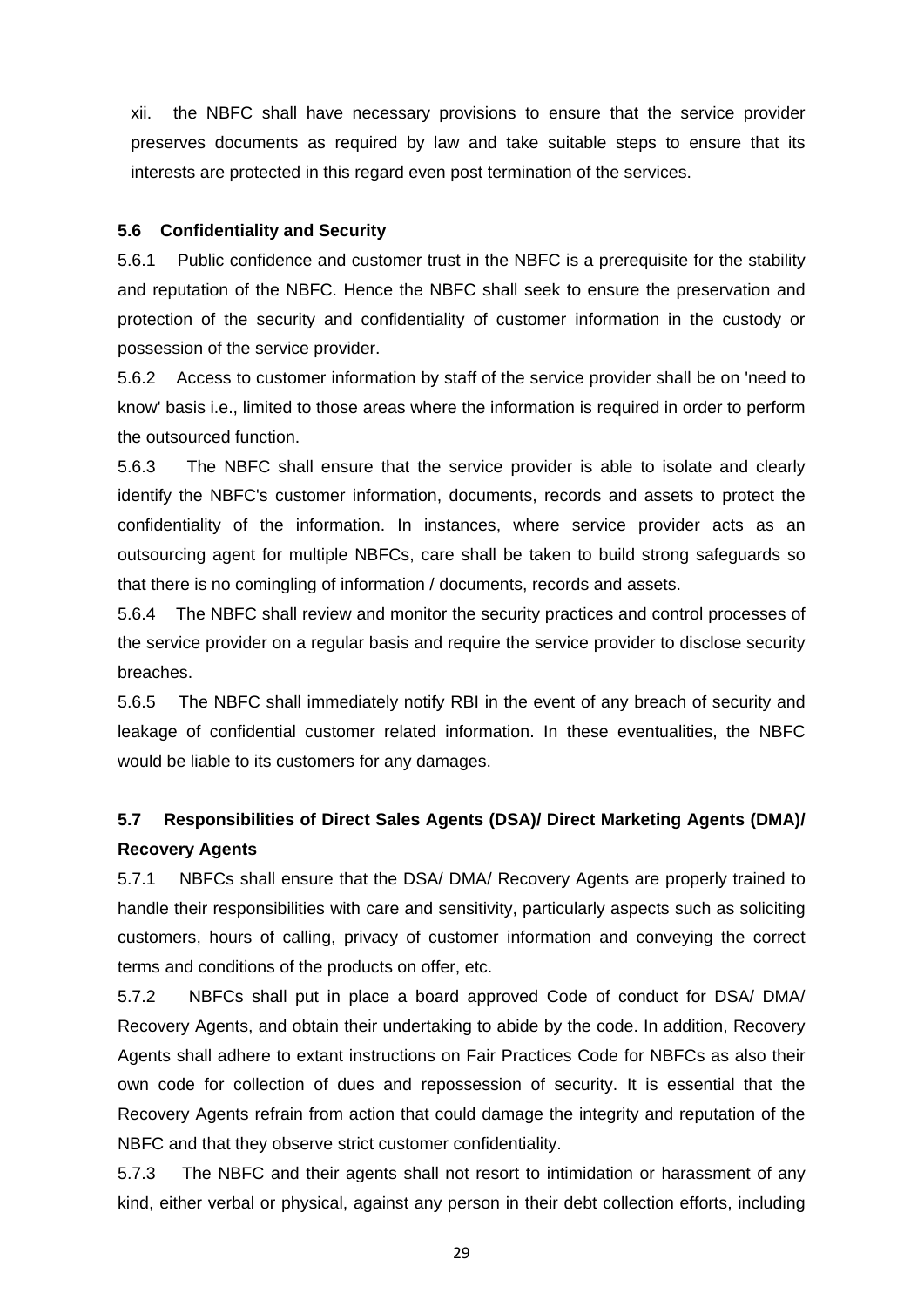xii. the NBFC shall have necessary provisions to ensure that the service provider preserves documents as required by law and take suitable steps to ensure that its interests are protected in this regard even post termination of the services.

### 5.6 Confidentiality and Security

5.6.1 Public confidence and customer trust in the NBFC is a prerequisite for the stability and reputation of the NBFC. Hence the NBFC shall seek to ensure the preservation and protection of the security and confidentiality of customer information in the custody or possession of the service provider.

5.6.2 Access to customer information by staff of the service provider shall be on 'need to know' basis i.e., limited to those areas where the information is required in order to perform the outsourced function.

5.6.3 The NBFC shall ensure that the service provider is able to isolate and clearly identify the NBFC's customer information, documents, records and assets to protect the confidentiality of the information. In instances, where service provider acts as an outsourcing agent for multiple NBFCs, care shall be taken to build strong safeguards so that there is no comingling of information / documents, records and assets.

5.6.4 The NBFC shall review and monitor the security practices and control processes of the service provider on a regular basis and require the service provider to disclose security breaches.

5.6.5 The NBFC shall immediately notify RBI in the event of any breach of security and leakage of confidential customer related information. In these eventualities, the NBFC would be liable to its customers for any damages.

### 5.7 Responsibilities of Direct Sales Agents (DSA)/ Direct Marketing Agents (DMA)/ Recovery Agents

5.7.1 NBFCs shall ensure that the DSA/ DMA/ Recovery Agents are properly trained to handle their responsibilities with care and sensitivity, particularly aspects such as soliciting customers, hours of calling, privacy of customer information and conveying the correct terms and conditions of the products on offer, etc.

5.7.2 NBFCs shall put in place a board approved Code of conduct for DSA/ DMA/ Recovery Agents, and obtain their undertaking to abide by the code. In addition, Recovery Agents shall adhere to extant instructions on Fair Practices Code for NBFCs as also their own code for collection of dues and repossession of security. It is essential that the Recovery Agents refrain from action that could damage the integrity and reputation of the NBFC and that they observe strict customer confidentiality.

5.7.3 The NBFC and their agents shall not resort to intimidation or harassment of any kind, either verbal or physical, against any person in their debt collection efforts, including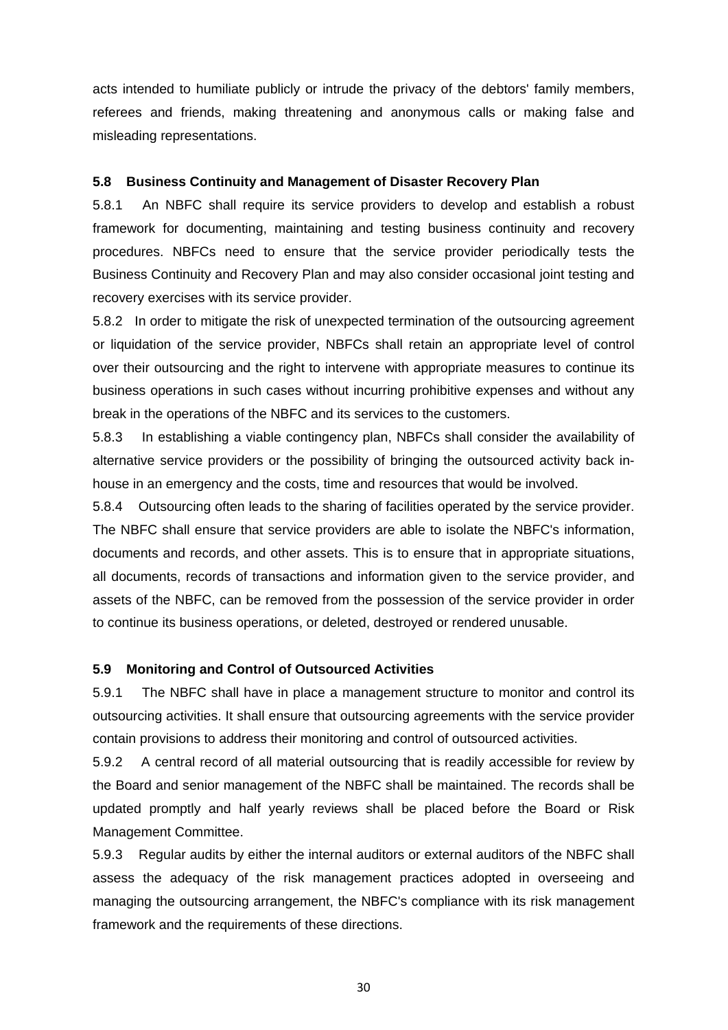acts intended to humiliate publicly or intrude the privacy of the debtors' family members, referees and friends, making threatening and anonymous calls or making false and misleading representations.

**5.8 Business Continuity and Management of Disaster Recovery Plan**

5.8.1 An NBFC shall require its service providers to develop and establish a robust framework for documenting, maintaining and testing business continuity and recovery procedures. NBFCs need to ensure that the service provider periodically tests the Business Continuity and Recovery Plan and may also consider occasional joint testing and recovery exercises with its service provider.

5.8.2 In order to mitigate the risk of unexpected termination of the outsourcing agreement or liquidation of the service provider, NBFCs shall retain an appropriate level of control over their outsourcing and the right to intervene with appropriate measures to continue its business operations in such cases without incurring prohibitive expenses and without any break in the operations of the NBFC and its services to the customers.

5.8.3 In establishing a viable contingency plan, NBFCs shall consider the availability of alternative service providers or the possibility of bringing the outsourced activity back in-house in an emergency and the costs, time and resources that would be involved.

5.8.4 Outsourcing often leads to the sharing of facilities operated by the service provider. The NBFC shall ensure that service providers are able to isolate the NBFC's information, documents and records, and other assets. This is to ensure that in appropriate situations, all documents, records of transactions and information given to the service provider, and assets of the NBFC, can be removed from the possession of the service provider in order to continue its business operations, or deleted, destroyed or rendered unusable.

**5.9 Monitoring and Control of Outsourced Activities**

5.9.1 The NBFC shall have in place a management structure to monitor and control its outsourcing activities. It shall ensure that outsourcing agreements with the service provider contain provisions to address their monitoring and control of outsourced activities.

5.9.2 A central record of all material outsourcing that is readily accessible for review by the Board and senior management of the NBFC shall be maintained. The records shall be updated promptly and half yearly reviews shall be placed before the Board or Risk Management Committee.

5.9.3 Regular audits by either the internal auditors or external auditors of the NBFC shall assess the adequacy of the risk management practices adopted in overseeing and managing the outsourcing arrangement, the NBFC's compliance with its risk management framework and the requirements of these directions.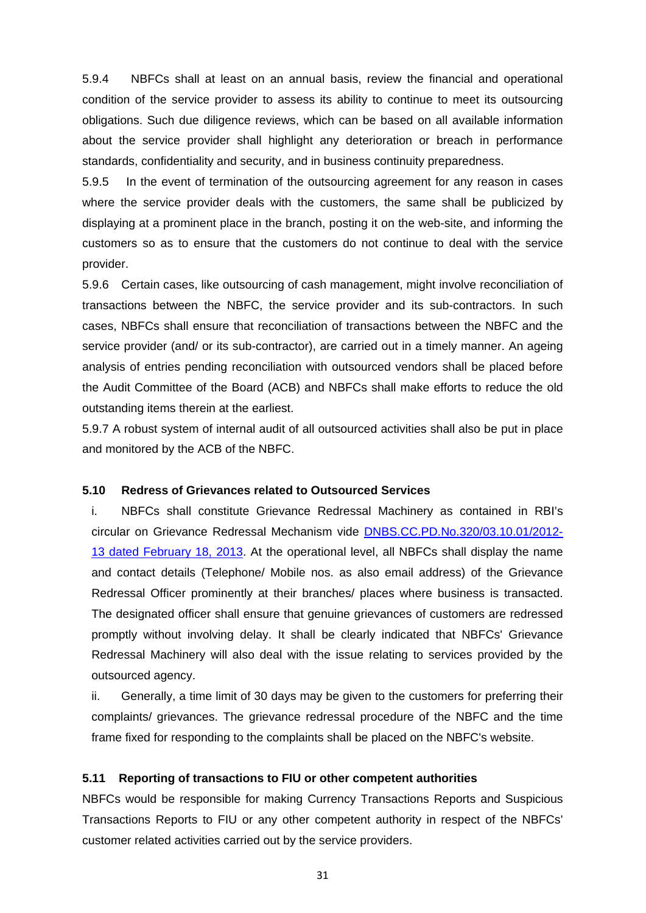5.9.4 NBFCs shall at least on an annual basis, review the financial and operational condition of the service provider to assess its ability to continue to meet its outsourcing obligations. Such due diligence reviews, which can be based on all available information about the service provider shall highlight any deterioration or breach in performance standards, confidentiality and security, and in business continuity preparedness.

5.9.5 In the event of termination of the outsourcing agreement for any reason in cases where the service provider deals with the customers, the same shall be publicized by displaying at a prominent place in the branch, posting it on the web-site, and informing the customers so as to ensure that the customers do not continue to deal with the service provider.

5.9.6 Certain cases, like outsourcing of cash management, might involve reconciliation of transactions between the NBFC, the service provider and its sub-contractors. In such cases, NBFCs shall ensure that reconciliation of transactions between the NBFC and the service provider (and/ or its sub-contractor), are carried out in a timely manner. An ageing analysis of entries pending reconciliation with outsourced vendors shall be placed before the Audit Committee of the Board (ACB) and NBFCs shall make efforts to reduce the old outstanding items therein at the earliest.

5.9.7 A robust system of internal audit of all outsourced activities shall also be put in place and monitored by the ACB of the NBFC.

**5.10 Redress of Grievances related to Outsourced Services**

i. NBFCs shall constitute Grievance Redressal Machinery as contained in RBI's circular on Grievance Redressal Mechanism vide [DNBS.CC.PD.No.320/03.10.01/2012-13 dated February 18, 2013](). At the operational level, all NBFCs shall display the name and contact details (Telephone/ Mobile nos. as also email address) of the Grievance Redressal Officer prominently at their branches/ places where business is transacted. The designated officer shall ensure that genuine grievances of customers are redressed promptly without involving delay. It shall be clearly indicated that NBFCs' Grievance Redressal Machinery will also deal with the issue relating to services provided by the outsourced agency.

ii. Generally, a time limit of 30 days may be given to the customers for preferring their complaints/ grievances. The grievance redressal procedure of the NBFC and the time frame fixed for responding to the complaints shall be placed on the NBFC's website.

**5.11 Reporting of transactions to FIU or other competent authorities**

NBFCs would be responsible for making Currency Transactions Reports and Suspicious Transactions Reports to FIU or any other competent authority in respect of the NBFCs' customer related activities carried out by the service providers.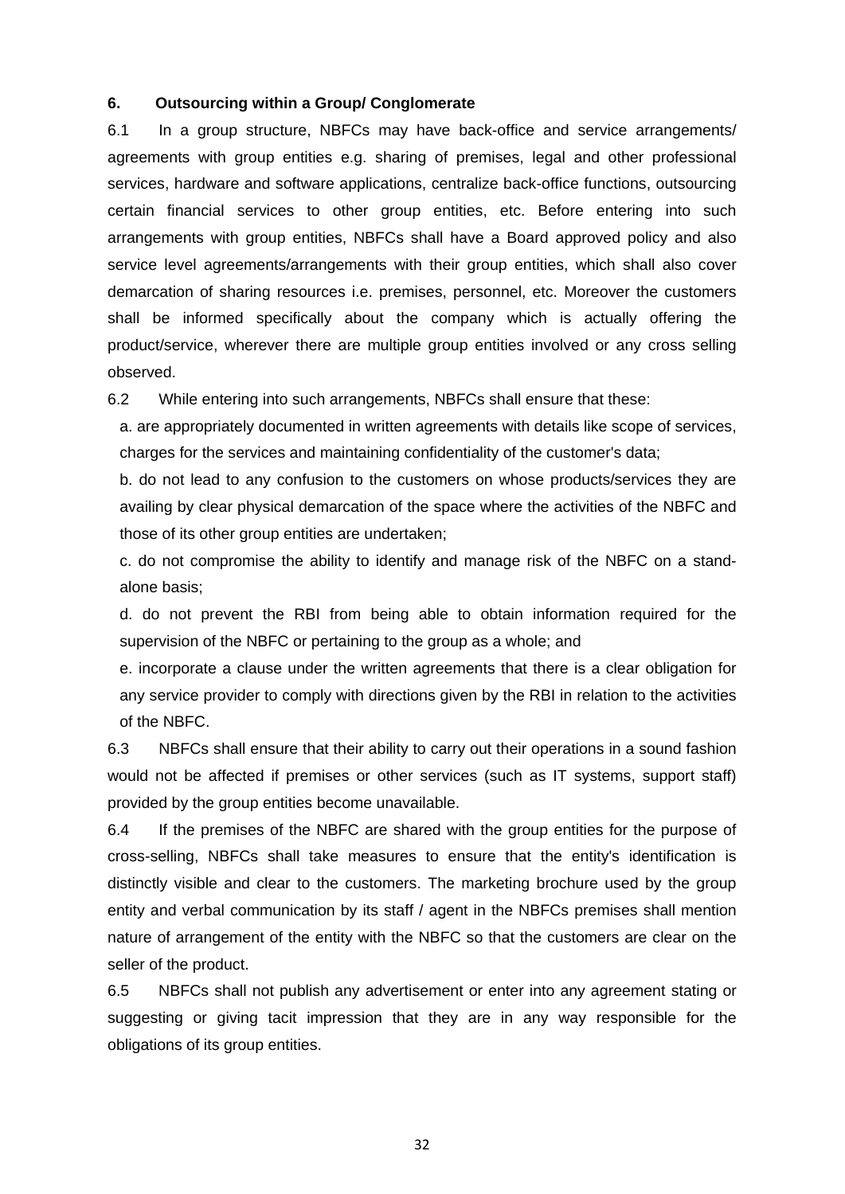## 6. Outsourcing within a Group/ Conglomerate

6.1 In a group structure, NBFCs may have back-office and service arrangements/ agreements with group entities e.g. sharing of premises, legal and other professional services, hardware and software applications, centralize back-office functions, outsourcing certain financial services to other group entities, etc. Before entering into such arrangements with group entities, NBFCs shall have a Board approved policy and also service level agreements/arrangements with their group entities, which shall also cover demarcation of sharing resources i.e. premises, personnel, etc. Moreover the customers shall be informed specifically about the company which is actually offering the product/service, wherever there are multiple group entities involved or any cross selling observed.

6.2 While entering into such arrangements, NBFCs shall ensure that these:

a. are appropriately documented in written agreements with details like scope of services, charges for the services and maintaining confidentiality of the customer's data;

b. do not lead to any confusion to the customers on whose products/services they are availing by clear physical demarcation of the space where the activities of the NBFC and those of its other group entities are undertaken;

c. do not compromise the ability to identify and manage risk of the NBFC on a stand-alone basis;

d. do not prevent the RBI from being able to obtain information required for the supervision of the NBFC or pertaining to the group as a whole; and

e. incorporate a clause under the written agreements that there is a clear obligation for any service provider to comply with directions given by the RBI in relation to the activities of the NBFC.

6.3 NBFCs shall ensure that their ability to carry out their operations in a sound fashion would not be affected if premises or other services (such as IT systems, support staff) provided by the group entities become unavailable.

6.4 If the premises of the NBFC are shared with the group entities for the purpose of cross-selling, NBFCs shall take measures to ensure that the entity's identification is distinctly visible and clear to the customers. The marketing brochure used by the group entity and verbal communication by its staff / agent in the NBFCs premises shall mention nature of arrangement of the entity with the NBFC so that the customers are clear on the seller of the product.

6.5 NBFCs shall not publish any advertisement or enter into any agreement stating or suggesting or giving tacit impression that they are in any way responsible for the obligations of its group entities.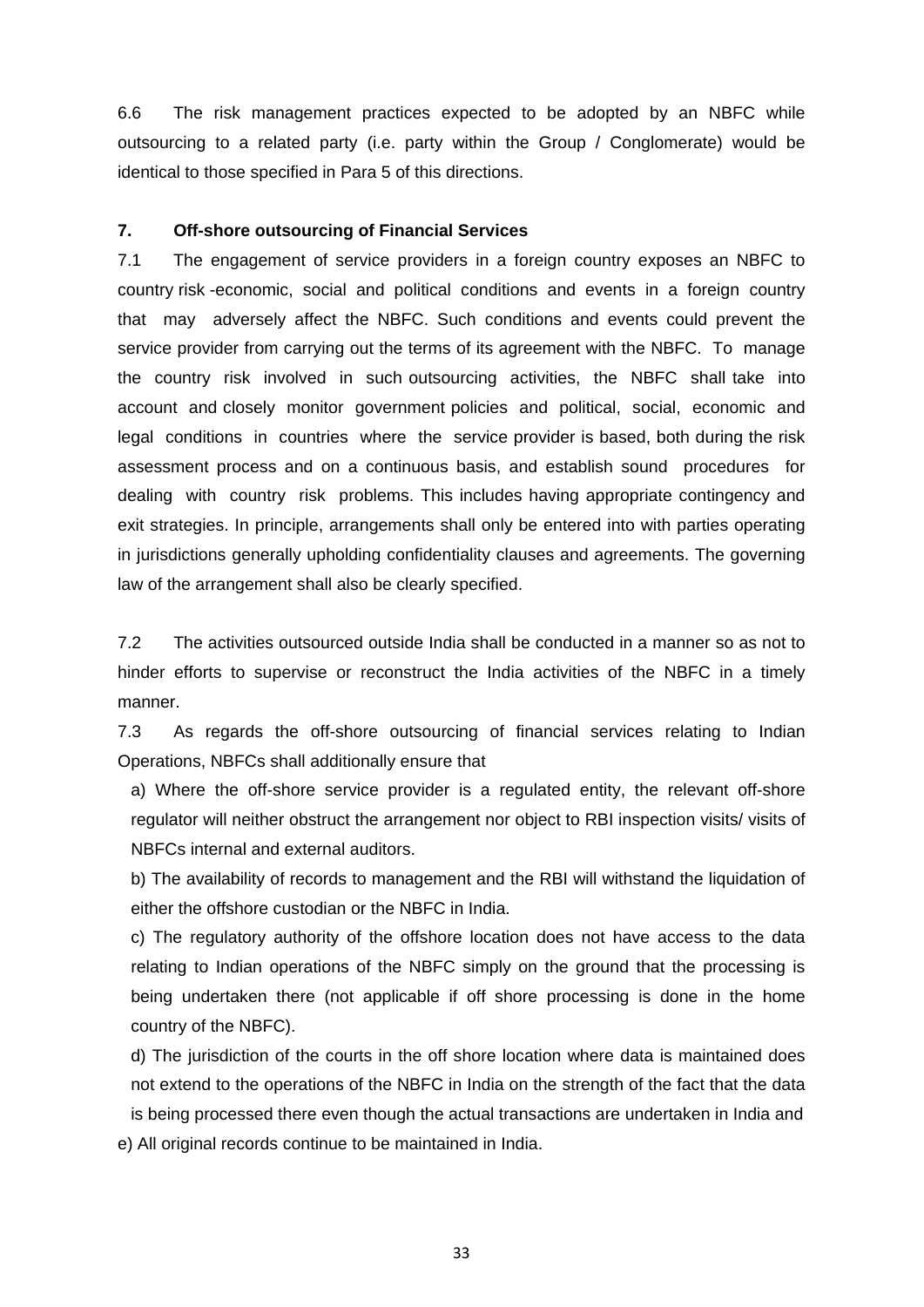6.6 The risk management practices expected to be adopted by an NBFC while outsourcing to a related party (i.e. party within the Group / Conglomerate) would be identical to those specified in Para 5 of this directions.

**7. Off-shore outsourcing of Financial Services**

7.1 The engagement of service providers in a foreign country exposes an NBFC to country risk -economic, social and political conditions and events in a foreign country that may adversely affect the NBFC. Such conditions and events could prevent the service provider from carrying out the terms of its agreement with the NBFC. To manage the country risk involved in such outsourcing activities, the NBFC shall take into account and closely monitor government policies and political, social, economic and legal conditions in countries where the service provider is based, both during the risk assessment process and on a continuous basis, and establish sound procedures for dealing with country risk problems. This includes having appropriate contingency and exit strategies. In principle, arrangements shall only be entered into with parties operating in jurisdictions generally upholding confidentiality clauses and agreements. The governing law of the arrangement shall also be clearly specified.

7.2 The activities outsourced outside India shall be conducted in a manner so as not to hinder efforts to supervise or reconstruct the India activities of the NBFC in a timely manner.

7.3 As regards the off-shore outsourcing of financial services relating to Indian Operations, NBFCs shall additionally ensure that

a) Where the off-shore service provider is a regulated entity, the relevant off-shore regulator will neither obstruct the arrangement nor object to RBI inspection visits/ visits of NBFCs internal and external auditors.

b) The availability of records to management and the RBI will withstand the liquidation of either the offshore custodian or the NBFC in India.

c) The regulatory authority of the offshore location does not have access to the data relating to Indian operations of the NBFC simply on the ground that the processing is being undertaken there (not applicable if off shore processing is done in the home country of the NBFC).

d) The jurisdiction of the courts in the off shore location where data is maintained does not extend to the operations of the NBFC in India on the strength of the fact that the data is being processed there even though the actual transactions are undertaken in India and

e) All original records continue to be maintained in India.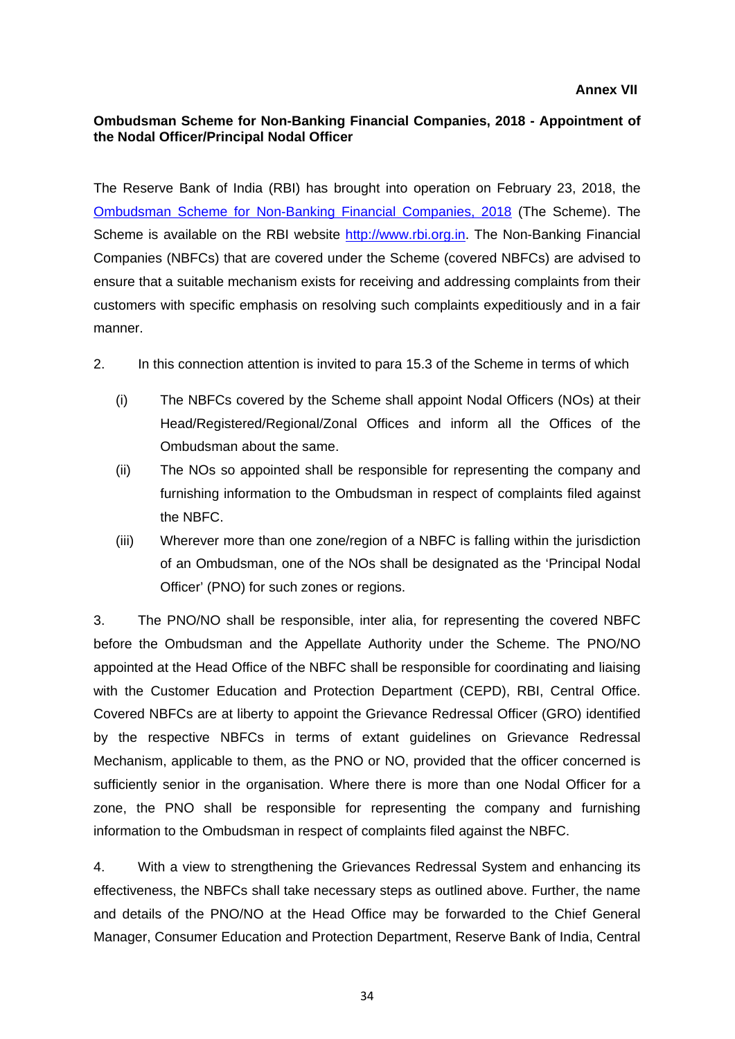**Annex VII**

**Ombudsman Scheme for Non-Banking Financial Companies, 2018 - Appointment of the Nodal Officer/Principal Nodal Officer**

The Reserve Bank of India (RBI) has brought into operation on February 23, 2018, the Ombudsman Scheme for Non-Banking Financial Companies, 2018 (The Scheme). The Scheme is available on the RBI website http://www.rbi.org.in. The Non-Banking Financial Companies (NBFCs) that are covered under the Scheme (covered NBFCs) are advised to ensure that a suitable mechanism exists for receiving and addressing complaints from their customers with specific emphasis on resolving such complaints expeditiously and in a fair manner.

2. In this connection attention is invited to para 15.3 of the Scheme in terms of which

(i) The NBFCs covered by the Scheme shall appoint Nodal Officers (NOs) at their Head/Registered/Regional/Zonal Offices and inform all the Offices of the Ombudsman about the same.

(ii) The NOs so appointed shall be responsible for representing the company and furnishing information to the Ombudsman in respect of complaints filed against the NBFC.

(iii) Wherever more than one zone/region of a NBFC is falling within the jurisdiction of an Ombudsman, one of the NOs shall be designated as the 'Principal Nodal Officer' (PNO) for such zones or regions.

3. The PNO/NO shall be responsible, inter alia, for representing the covered NBFC before the Ombudsman and the Appellate Authority under the Scheme. The PNO/NO appointed at the Head Office of the NBFC shall be responsible for coordinating and liaising with the Customer Education and Protection Department (CEPD), RBI, Central Office. Covered NBFCs are at liberty to appoint the Grievance Redressal Officer (GRO) identified by the respective NBFCs in terms of extant guidelines on Grievance Redressal Mechanism, applicable to them, as the PNO or NO, provided that the officer concerned is sufficiently senior in the organisation. Where there is more than one Nodal Officer for a zone, the PNO shall be responsible for representing the company and furnishing information to the Ombudsman in respect of complaints filed against the NBFC.

4. With a view to strengthening the Grievances Redressal System and enhancing its effectiveness, the NBFCs shall take necessary steps as outlined above. Further, the name and details of the PNO/NO at the Head Office may be forwarded to the Chief General Manager, Consumer Education and Protection Department, Reserve Bank of India, Central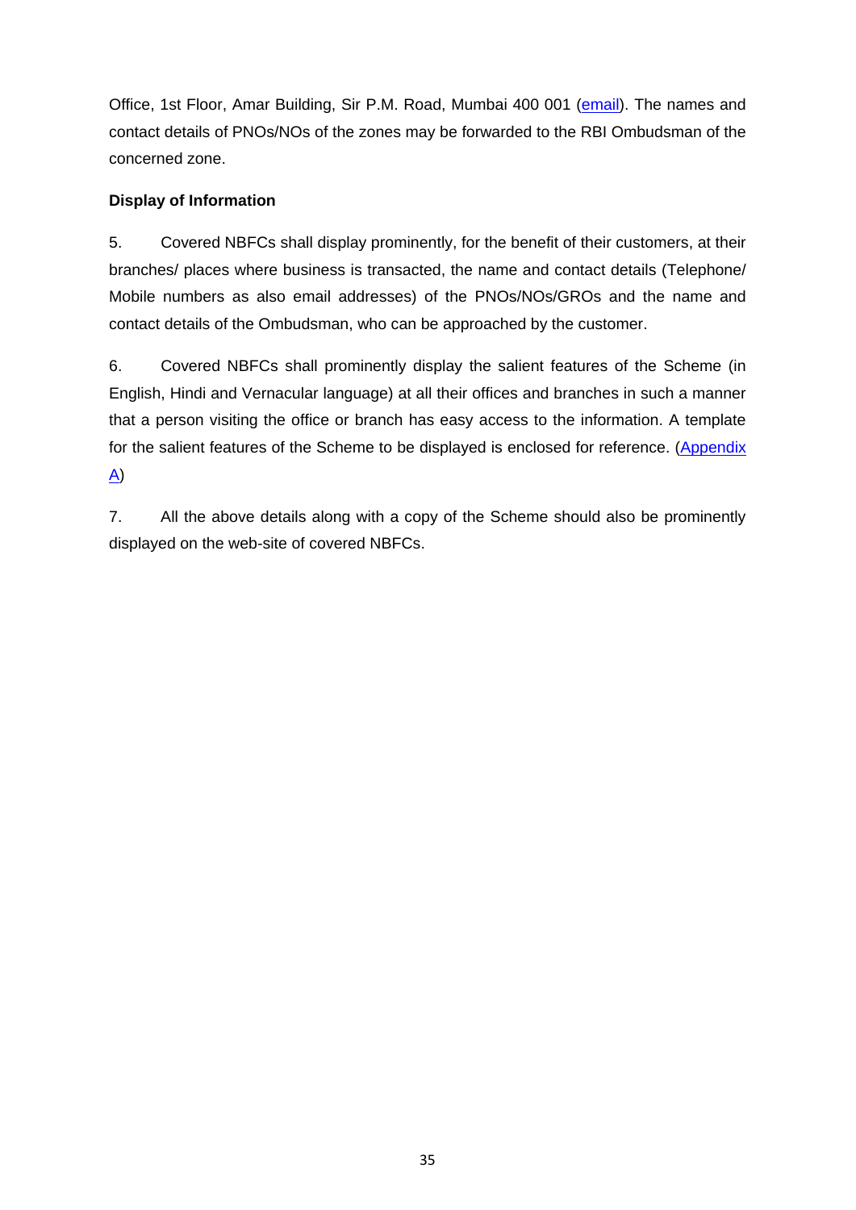Office, 1st Floor, Amar Building, Sir P.M. Road, Mumbai 400 001 (email). The names and contact details of PNOs/NOs of the zones may be forwarded to the RBI Ombudsman of the concerned zone.

**Display of Information**

5. Covered NBFCs shall display prominently, for the benefit of their customers, at their branches/ places where business is transacted, the name and contact details (Telephone/ Mobile numbers as also email addresses) of the PNOs/NOs/GROs and the name and contact details of the Ombudsman, who can be approached by the customer.

6. Covered NBFCs shall prominently display the salient features of the Scheme (in English, Hindi and Vernacular language) at all their offices and branches in such a manner that a person visiting the office or branch has easy access to the information. A template for the salient features of the Scheme to be displayed is enclosed for reference. (Appendix A)

7. All the above details along with a copy of the Scheme should also be prominently displayed on the web-site of covered NBFCs.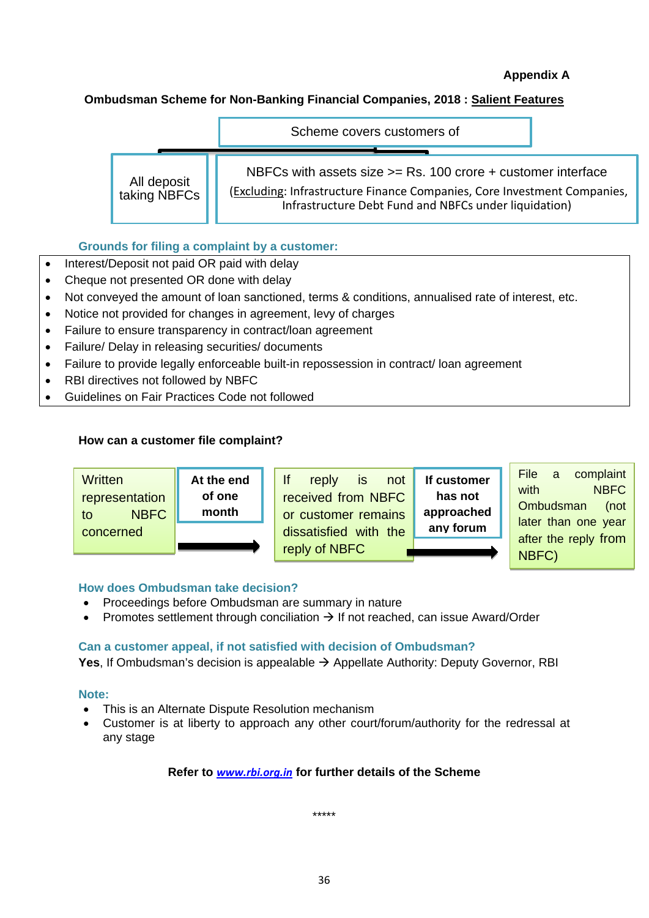**Appendix A**

**Ombudsman Scheme for Non-Banking Financial Companies, 2018 : Salient Features**

Scheme covers customers of

All deposit taking NBFCs

NBFCs with assets size >= Rs. 100 crore + customer interface
(Excluding: Infrastructure Finance Companies, Core Investment Companies, Infrastructure Debt Fund and NBFCs under liquidation)

### Grounds for filing a complaint by a customer:

- Interest/Deposit not paid OR paid with delay
- Cheque not presented OR done with delay
- Not conveyed the amount of loan sanctioned, terms & conditions, annualised rate of interest, etc.
- Notice not provided for changes in agreement, levy of charges
- Failure to ensure transparency in contract/loan agreement
- Failure/ Delay in releasing securities/ documents
- Failure to provide legally enforceable built-in repossession in contract/ loan agreement
- RBI directives not followed by NBFC
- Guidelines on Fair Practices Code not followed

**How can a customer file complaint?**

Written representation to NBFC concerned → **At the end of one month** → If reply is not received from NBFC or customer remains dissatisfied with the reply of NBFC → **If customer has not approached any forum** → File a complaint with NBFC Ombudsman (not later than one year after the reply from NBFC)

### How does Ombudsman take decision?

- Proceedings before Ombudsman are summary in nature
- Promotes settlement through conciliation → If not reached, can issue Award/Order

### Can a customer appeal, if not satisfied with decision of Ombudsman?

**Yes**, If Ombudsman's decision is appealable → Appellate Authority: Deputy Governor, RBI

### Note:

- This is an Alternate Dispute Resolution mechanism
- Customer is at liberty to approach any other court/forum/authority for the redressal at any stage

**Refer to *www.rbi.org.in* for further details of the Scheme**

*****